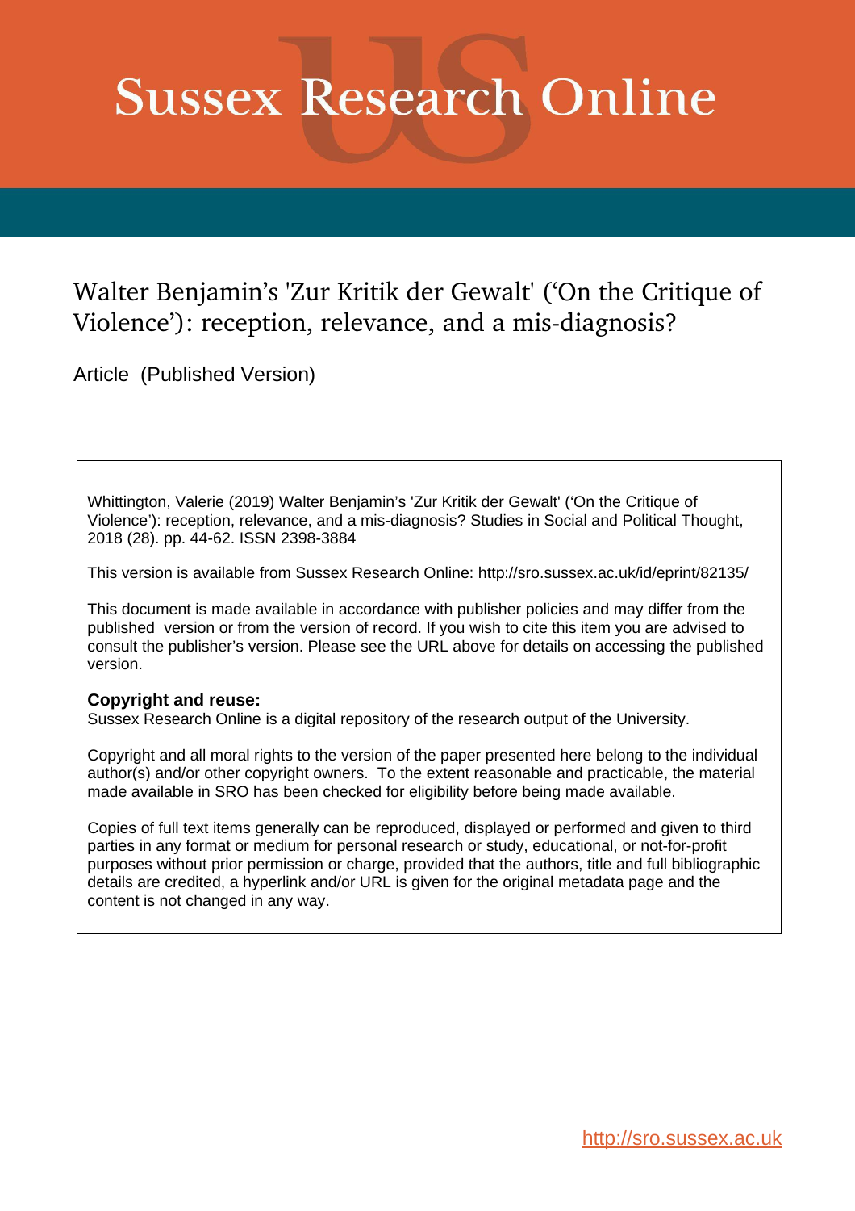# Sussex Research Online

## Walter Benjamin's 'Zur Kritik der Gewalt' ('On the Critique of Violence'): reception, relevance, and a mis-diagnosis?

Article (Published Version)

Whittington, Valerie (2019) Walter Benjamin's 'Zur Kritik der Gewalt' ('On the Critique of Violence'): reception, relevance, and a mis-diagnosis? Studies in Social and Political Thought, 2018 (28). pp. 44-62. ISSN 2398-3884

This version is available from Sussex Research Online: http://sro.sussex.ac.uk/id/eprint/82135/

This document is made available in accordance with publisher policies and may differ from the published version or from the version of record. If you wish to cite this item you are advised to consult the publisher's version. Please see the URL above for details on accessing the published version.

**Copyright and reuse:**
Sussex Research Online is a digital repository of the research output of the University.

Copyright and all moral rights to the version of the paper presented here belong to the individual author(s) and/or other copyright owners. To the extent reasonable and practicable, the material made available in SRO has been checked for eligibility before being made available.

Copies of full text items generally can be reproduced, displayed or performed and given to third parties in any format or medium for personal research or study, educational, or not-for-profit purposes without prior permission or charge, provided that the authors, title and full bibliographic details are credited, a hyperlink and/or URL is given for the original metadata page and the content is not changed in any way.

http://sro.sussex.ac.uk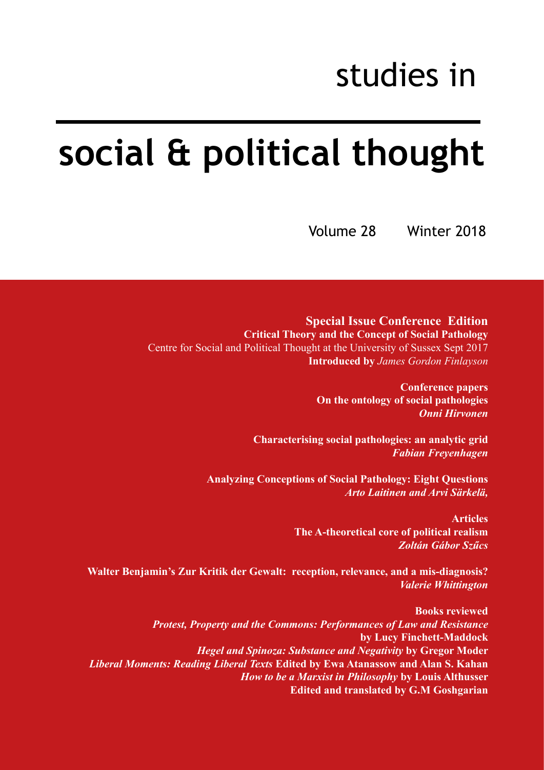# studies in

# social & political thought

Volume 28 Winter 2018

**Special Issue Conference Edition**
**Critical Theory and the Concept of Social Pathology**
Centre for Social and Political Thought at the University of Sussex Sept 2017
**Introduced by** *James Gordon Finlayson*

**Conference papers**
**On the ontology of social pathologies**
***Onni Hirvonen***

**Characterising social pathologies: an analytic grid**
***Fabian Freyenhagen***

**Analyzing Conceptions of Social Pathology: Eight Questions**
***Arto Laitinen and Arvi Särkelä,***

**Articles**
**The A-theoretical core of political realism**
***Zoltán Gábor Szűcs***

**Walter Benjamin's Zur Kritik der Gewalt: reception, relevance, and a mis-diagnosis?**
***Valerie Whittington***

**Books reviewed**
***Protest, Property and the Commons: Performances of Law and Resistance***
**by Lucy Finchett-Maddock**
***Hegel and Spinoza: Substance and Negativity*** **by Gregor Moder**
***Liberal Moments: Reading Liberal Texts*** **Edited by Ewa Atanassow and Alan S. Kahan**
***How to be a Marxist in Philosophy*** **by Louis Althusser**
**Edited and translated by G.M Goshgarian**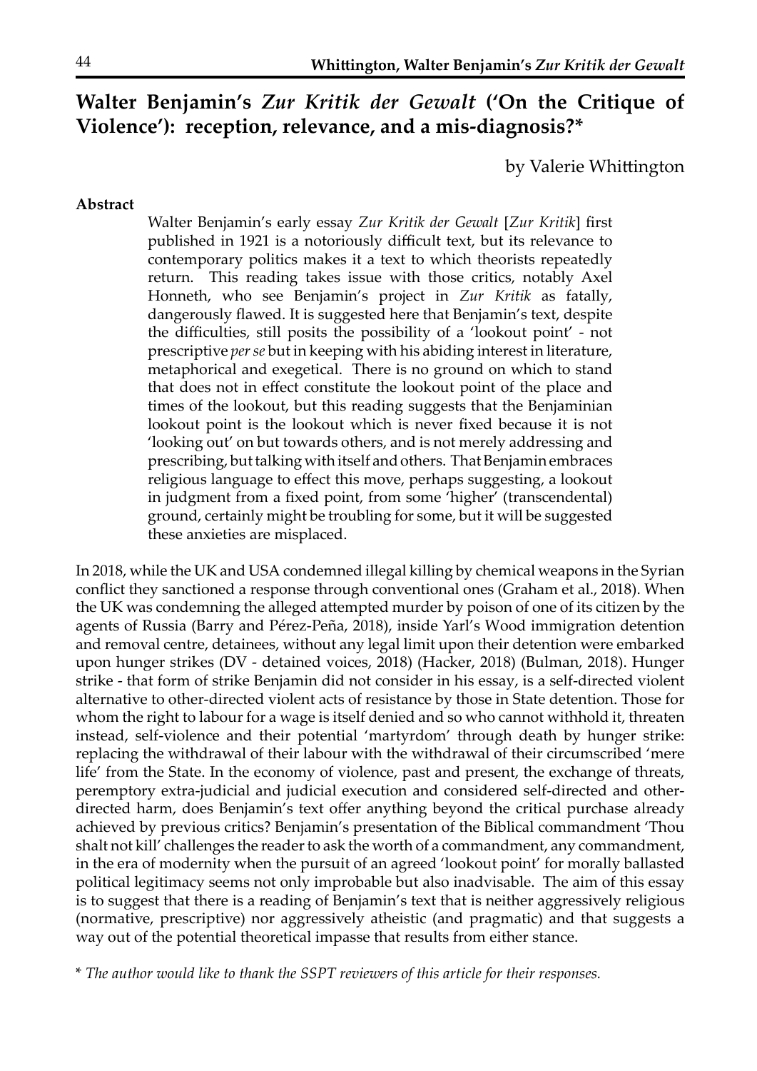# Walter Benjamin's *Zur Kritik der Gewalt* ('On the Critique of Violence'): reception, relevance, and a mis-diagnosis?*

by Valerie Whittington

**Abstract**

> Walter Benjamin's early essay *Zur Kritik der Gewalt* [*Zur Kritik*] first published in 1921 is a notoriously difficult text, but its relevance to contemporary politics makes it a text to which theorists repeatedly return. This reading takes issue with those critics, notably Axel Honneth, who see Benjamin's project in *Zur Kritik* as fatally, dangerously flawed. It is suggested here that Benjamin's text, despite the difficulties, still posits the possibility of a 'lookout point' - not prescriptive *per se* but in keeping with his abiding interest in literature, metaphorical and exegetical. There is no ground on which to stand that does not in effect constitute the lookout point of the place and times of the lookout, but this reading suggests that the Benjaminian lookout point is the lookout which is never fixed because it is not 'looking out' on but towards others, and is not merely addressing and prescribing, but talking with itself and others. That Benjamin embraces religious language to effect this move, perhaps suggesting, a lookout in judgment from a fixed point, from some 'higher' (transcendental) ground, certainly might be troubling for some, but it will be suggested these anxieties are misplaced.

In 2018, while the UK and USA condemned illegal killing by chemical weapons in the Syrian conflict they sanctioned a response through conventional ones (Graham et al., 2018). When the UK was condemning the alleged attempted murder by poison of one of its citizen by the agents of Russia (Barry and Pérez-Peña, 2018), inside Yarl's Wood immigration detention and removal centre, detainees, without any legal limit upon their detention were embarked upon hunger strikes (DV - detained voices, 2018) (Hacker, 2018) (Bulman, 2018). Hunger strike - that form of strike Benjamin did not consider in his essay, is a self-directed violent alternative to other-directed violent acts of resistance by those in State detention. Those for whom the right to labour for a wage is itself denied and so who cannot withhold it, threaten instead, self-violence and their potential 'martyrdom' through death by hunger strike: replacing the withdrawal of their labour with the withdrawal of their circumscribed 'mere life' from the State. In the economy of violence, past and present, the exchange of threats, peremptory extra-judicial and judicial execution and considered self-directed and other-directed harm, does Benjamin's text offer anything beyond the critical purchase already achieved by previous critics? Benjamin's presentation of the Biblical commandment 'Thou shalt not kill' challenges the reader to ask the worth of a commandment, any commandment, in the era of modernity when the pursuit of an agreed 'lookout point' for morally ballasted political legitimacy seems not only improbable but also inadvisable. The aim of this essay is to suggest that there is a reading of Benjamin's text that is neither aggressively religious (normative, prescriptive) nor aggressively atheistic (and pragmatic) and that suggests a way out of the potential theoretical impasse that results from either stance.

\* *The author would like to thank the SSPT reviewers of this article for their responses.*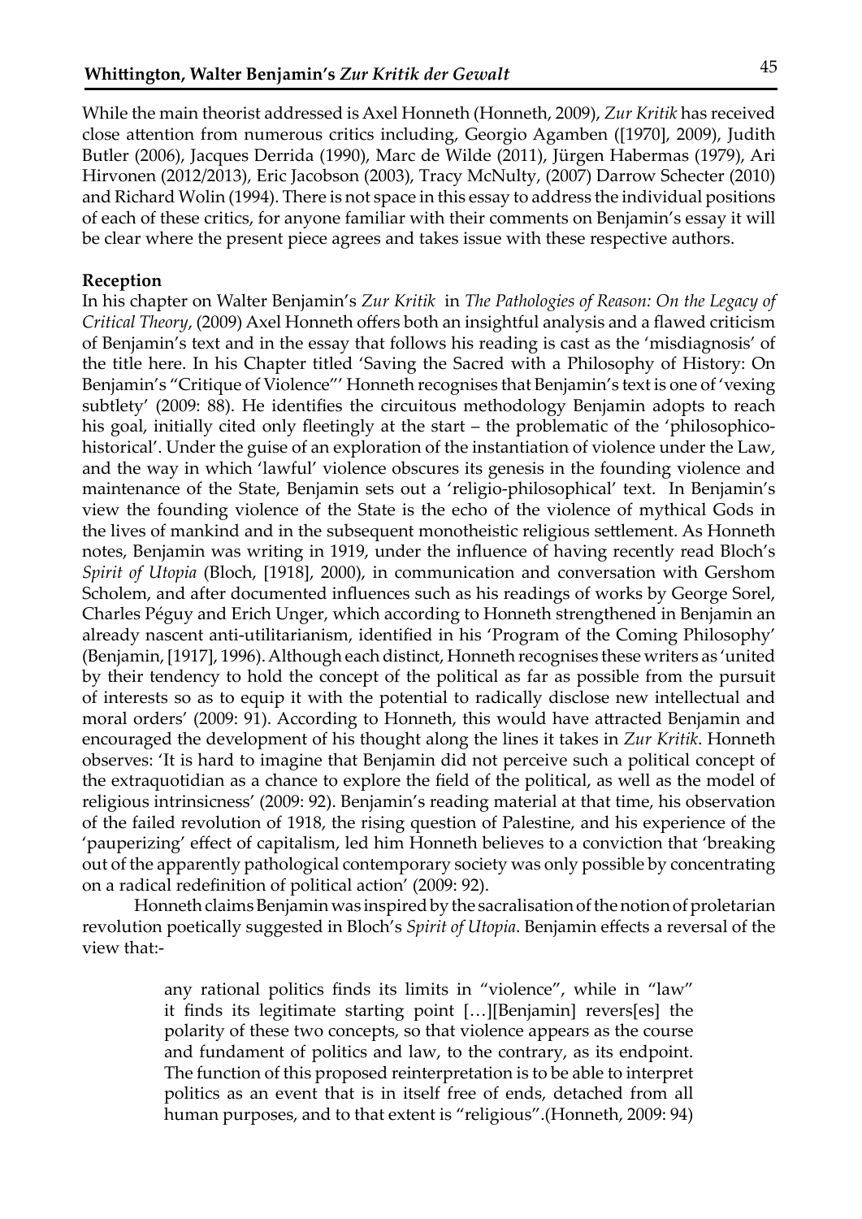While the main theorist addressed is Axel Honneth (Honneth, 2009), *Zur Kritik* has received close attention from numerous critics including, Georgio Agamben ([1970], 2009), Judith Butler (2006), Jacques Derrida (1990), Marc de Wilde (2011), Jürgen Habermas (1979), Ari Hirvonen (2012/2013), Eric Jacobson (2003), Tracy McNulty, (2007) Darrow Schecter (2010) and Richard Wolin (1994). There is not space in this essay to address the individual positions of each of these critics, for anyone familiar with their comments on Benjamin's essay it will be clear where the present piece agrees and takes issue with these respective authors.

**Reception**

In his chapter on Walter Benjamin's *Zur Kritik* in *The Pathologies of Reason: On the Legacy of Critical Theory*, (2009) Axel Honneth offers both an insightful analysis and a flawed criticism of Benjamin's text and in the essay that follows his reading is cast as the 'misdiagnosis' of the title here. In his Chapter titled 'Saving the Sacred with a Philosophy of History: On Benjamin's "Critique of Violence"' Honneth recognises that Benjamin's text is one of 'vexing subtlety' (2009: 88). He identifies the circuitous methodology Benjamin adopts to reach his goal, initially cited only fleetingly at the start – the problematic of the 'philosophico-historical'. Under the guise of an exploration of the instantiation of violence under the Law, and the way in which 'lawful' violence obscures its genesis in the founding violence and maintenance of the State, Benjamin sets out a 'religio-philosophical' text. In Benjamin's view the founding violence of the State is the echo of the violence of mythical Gods in the lives of mankind and in the subsequent monotheistic religious settlement. As Honneth notes, Benjamin was writing in 1919, under the influence of having recently read Bloch's *Spirit of Utopia* (Bloch, [1918], 2000), in communication and conversation with Gershom Scholem, and after documented influences such as his readings of works by George Sorel, Charles Péguy and Erich Unger, which according to Honneth strengthened in Benjamin an already nascent anti-utilitarianism, identified in his 'Program of the Coming Philosophy' (Benjamin, [1917], 1996). Although each distinct, Honneth recognises these writers as 'united by their tendency to hold the concept of the political as far as possible from the pursuit of interests so as to equip it with the potential to radically disclose new intellectual and moral orders' (2009: 91). According to Honneth, this would have attracted Benjamin and encouraged the development of his thought along the lines it takes in *Zur Kritik*. Honneth observes: 'It is hard to imagine that Benjamin did not perceive such a political concept of the extraquotidian as a chance to explore the field of the political, as well as the model of religious intrinsicness' (2009: 92). Benjamin's reading material at that time, his observation of the failed revolution of 1918, the rising question of Palestine, and his experience of the 'pauperizing' effect of capitalism, led him Honneth believes to a conviction that 'breaking out of the apparently pathological contemporary society was only possible by concentrating on a radical redefinition of political action' (2009: 92).

Honneth claims Benjamin was inspired by the sacralisation of the notion of proletarian revolution poetically suggested in Bloch's *Spirit of Utopia*. Benjamin effects a reversal of the view that:-

> any rational politics finds its limits in "violence", while in "law" it finds its legitimate starting point […][Benjamin] revers[es] the polarity of these two concepts, so that violence appears as the course and fundament of politics and law, to the contrary, as its endpoint. The function of this proposed reinterpretation is to be able to interpret politics as an event that is in itself free of ends, detached from all human purposes, and to that extent is "religious".(Honneth, 2009: 94)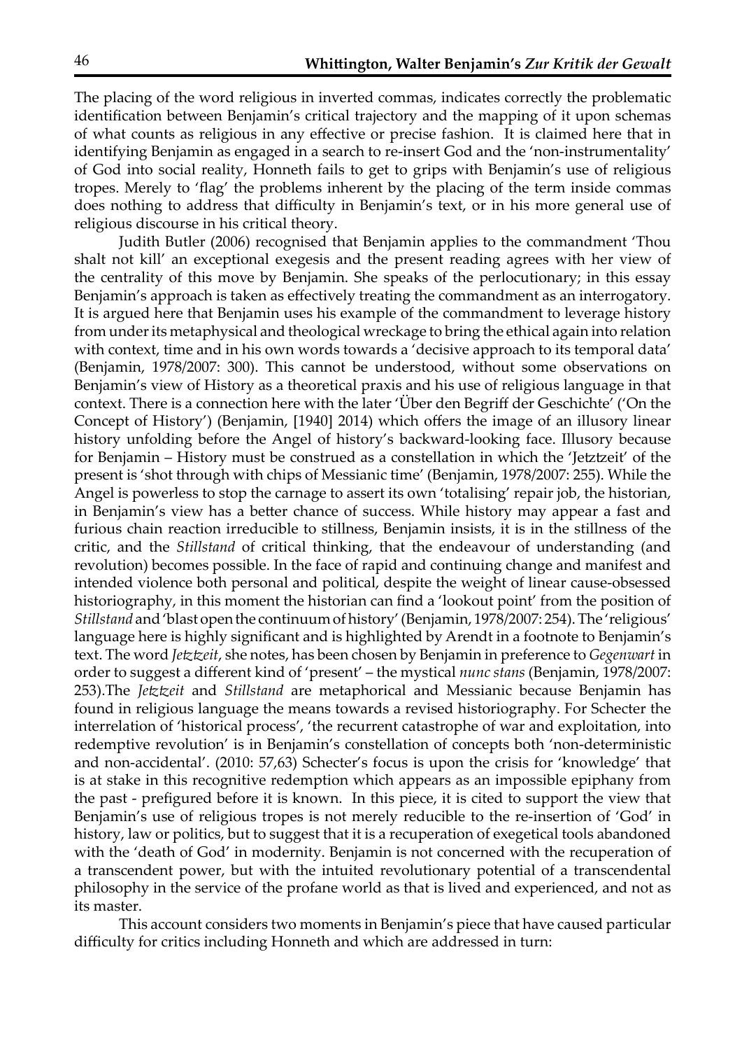The placing of the word religious in inverted commas, indicates correctly the problematic identification between Benjamin's critical trajectory and the mapping of it upon schemas of what counts as religious in any effective or precise fashion. It is claimed here that in identifying Benjamin as engaged in a search to re-insert God and the 'non-instrumentality' of God into social reality, Honneth fails to get to grips with Benjamin's use of religious tropes. Merely to 'flag' the problems inherent by the placing of the term inside commas does nothing to address that difficulty in Benjamin's text, or in his more general use of religious discourse in his critical theory.

Judith Butler (2006) recognised that Benjamin applies to the commandment 'Thou shalt not kill' an exceptional exegesis and the present reading agrees with her view of the centrality of this move by Benjamin. She speaks of the perlocutionary; in this essay Benjamin's approach is taken as effectively treating the commandment as an interrogatory. It is argued here that Benjamin uses his example of the commandment to leverage history from under its metaphysical and theological wreckage to bring the ethical again into relation with context, time and in his own words towards a 'decisive approach to its temporal data' (Benjamin, 1978/2007: 300). This cannot be understood, without some observations on Benjamin's view of History as a theoretical praxis and his use of religious language in that context. There is a connection here with the later 'Über den Begriff der Geschichte' ('On the Concept of History') (Benjamin, [1940] 2014) which offers the image of an illusory linear history unfolding before the Angel of history's backward-looking face. Illusory because for Benjamin – History must be construed as a constellation in which the 'Jetztzeit' of the present is 'shot through with chips of Messianic time' (Benjamin, 1978/2007: 255). While the Angel is powerless to stop the carnage to assert its own 'totalising' repair job, the historian, in Benjamin's view has a better chance of success. While history may appear a fast and furious chain reaction irreducible to stillness, Benjamin insists, it is in the stillness of the critic, and the *Stillstand* of critical thinking, that the endeavour of understanding (and revolution) becomes possible. In the face of rapid and continuing change and manifest and intended violence both personal and political, despite the weight of linear cause-obsessed historiography, in this moment the historian can find a 'lookout point' from the position of *Stillstand* and 'blast open the continuum of history' (Benjamin, 1978/2007: 254). The 'religious' language here is highly significant and is highlighted by Arendt in a footnote to Benjamin's text. The word *Jetztzeit*, she notes, has been chosen by Benjamin in preference to *Gegenwart* in order to suggest a different kind of 'present' – the mystical *nunc stans* (Benjamin, 1978/2007: 253).The *Jetztzeit* and *Stillstand* are metaphorical and Messianic because Benjamin has found in religious language the means towards a revised historiography. For Schecter the interrelation of 'historical process', 'the recurrent catastrophe of war and exploitation, into redemptive revolution' is in Benjamin's constellation of concepts both 'non-deterministic and non-accidental'. (2010: 57,63) Schecter's focus is upon the crisis for 'knowledge' that is at stake in this recognitive redemption which appears as an impossible epiphany from the past - prefigured before it is known. In this piece, it is cited to support the view that Benjamin's use of religious tropes is not merely reducible to the re-insertion of 'God' in history, law or politics, but to suggest that it is a recuperation of exegetical tools abandoned with the 'death of God' in modernity. Benjamin is not concerned with the recuperation of a transcendent power, but with the intuited revolutionary potential of a transcendental philosophy in the service of the profane world as that is lived and experienced, and not as its master.

This account considers two moments in Benjamin's piece that have caused particular difficulty for critics including Honneth and which are addressed in turn: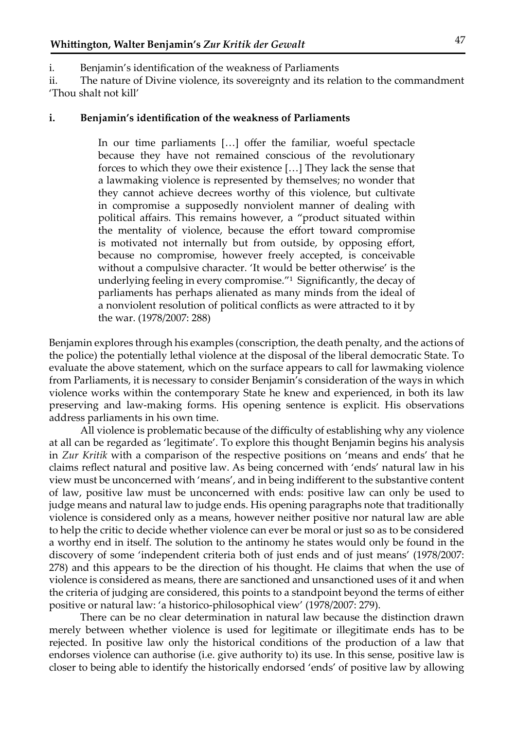i. Benjamin's identification of the weakness of Parliaments

ii. The nature of Divine violence, its sovereignty and its relation to the commandment 'Thou shalt not kill'

### i. Benjamin's identification of the weakness of Parliaments

> In our time parliaments […] offer the familiar, woeful spectacle because they have not remained conscious of the revolutionary forces to which they owe their existence […] They lack the sense that a lawmaking violence is represented by themselves; no wonder that they cannot achieve decrees worthy of this violence, but cultivate in compromise a supposedly nonviolent manner of dealing with political affairs. This remains however, a "product situated within the mentality of violence, because the effort toward compromise is motivated not internally but from outside, by opposing effort, because no compromise, however freely accepted, is conceivable without a compulsive character. 'It would be better otherwise' is the underlying feeling in every compromise."[1] Significantly, the decay of parliaments has perhaps alienated as many minds from the ideal of a nonviolent resolution of political conflicts as were attracted to it by the war. (1978/2007: 288)

Benjamin explores through his examples (conscription, the death penalty, and the actions of the police) the potentially lethal violence at the disposal of the liberal democratic State. To evaluate the above statement, which on the surface appears to call for lawmaking violence from Parliaments, it is necessary to consider Benjamin's consideration of the ways in which violence works within the contemporary State he knew and experienced, in both its law preserving and law-making forms. His opening sentence is explicit. His observations address parliaments in his own time.

All violence is problematic because of the difficulty of establishing why any violence at all can be regarded as 'legitimate'. To explore this thought Benjamin begins his analysis in *Zur Kritik* with a comparison of the respective positions on 'means and ends' that he claims reflect natural and positive law. As being concerned with 'ends' natural law in his view must be unconcerned with 'means', and in being indifferent to the substantive content of law, positive law must be unconcerned with ends: positive law can only be used to judge means and natural law to judge ends. His opening paragraphs note that traditionally violence is considered only as a means, however neither positive nor natural law are able to help the critic to decide whether violence can ever be moral or just so as to be considered a worthy end in itself. The solution to the antinomy he states would only be found in the discovery of some 'independent criteria both of just ends and of just means' (1978/2007: 278) and this appears to be the direction of his thought. He claims that when the use of violence is considered as means, there are sanctioned and unsanctioned uses of it and when the criteria of judging are considered, this points to a standpoint beyond the terms of either positive or natural law: 'a historico-philosophical view' (1978/2007: 279).

There can be no clear determination in natural law because the distinction drawn merely between whether violence is used for legitimate or illegitimate ends has to be rejected. In positive law only the historical conditions of the production of a law that endorses violence can authorise (i.e. give authority to) its use. In this sense, positive law is closer to being able to identify the historically endorsed 'ends' of positive law by allowing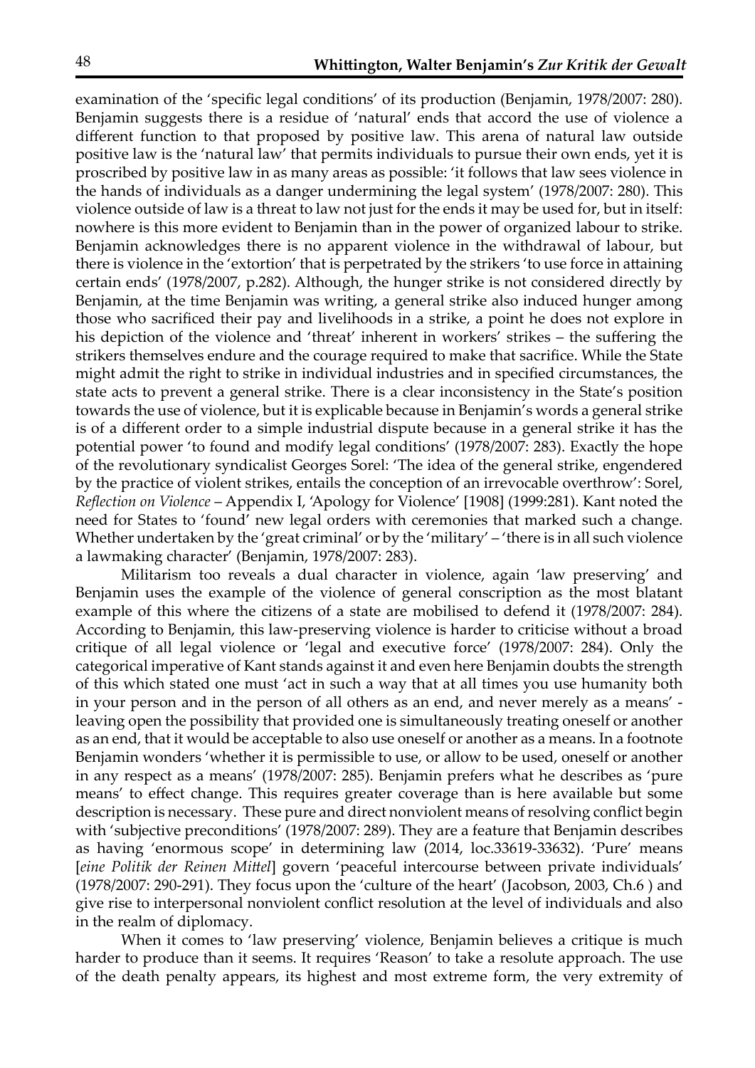examination of the 'specific legal conditions' of its production (Benjamin, 1978/2007: 280). Benjamin suggests there is a residue of 'natural' ends that accord the use of violence a different function to that proposed by positive law. This arena of natural law outside positive law is the 'natural law' that permits individuals to pursue their own ends, yet it is proscribed by positive law in as many areas as possible: 'it follows that law sees violence in the hands of individuals as a danger undermining the legal system' (1978/2007: 280). This violence outside of law is a threat to law not just for the ends it may be used for, but in itself: nowhere is this more evident to Benjamin than in the power of organized labour to strike. Benjamin acknowledges there is no apparent violence in the withdrawal of labour, but there is violence in the 'extortion' that is perpetrated by the strikers 'to use force in attaining certain ends' (1978/2007, p.282). Although, the hunger strike is not considered directly by Benjamin, at the time Benjamin was writing, a general strike also induced hunger among those who sacrificed their pay and livelihoods in a strike, a point he does not explore in his depiction of the violence and 'threat' inherent in workers' strikes – the suffering the strikers themselves endure and the courage required to make that sacrifice. While the State might admit the right to strike in individual industries and in specified circumstances, the state acts to prevent a general strike. There is a clear inconsistency in the State's position towards the use of violence, but it is explicable because in Benjamin's words a general strike is of a different order to a simple industrial dispute because in a general strike it has the potential power 'to found and modify legal conditions' (1978/2007: 283). Exactly the hope of the revolutionary syndicalist Georges Sorel: 'The idea of the general strike, engendered by the practice of violent strikes, entails the conception of an irrevocable overthrow': Sorel, *Reflection on Violence* – Appendix I, 'Apology for Violence' [1908] (1999:281). Kant noted the need for States to 'found' new legal orders with ceremonies that marked such a change. Whether undertaken by the 'great criminal' or by the 'military' – 'there is in all such violence a lawmaking character' (Benjamin, 1978/2007: 283).

Militarism too reveals a dual character in violence, again 'law preserving' and Benjamin uses the example of the violence of general conscription as the most blatant example of this where the citizens of a state are mobilised to defend it (1978/2007: 284). According to Benjamin, this law-preserving violence is harder to criticise without a broad critique of all legal violence or 'legal and executive force' (1978/2007: 284). Only the categorical imperative of Kant stands against it and even here Benjamin doubts the strength of this which stated one must 'act in such a way that at all times you use humanity both in your person and in the person of all others as an end, and never merely as a means' - leaving open the possibility that provided one is simultaneously treating oneself or another as an end, that it would be acceptable to also use oneself or another as a means. In a footnote Benjamin wonders 'whether it is permissible to use, or allow to be used, oneself or another in any respect as a means' (1978/2007: 285). Benjamin prefers what he describes as 'pure means' to effect change. This requires greater coverage than is here available but some description is necessary. These pure and direct nonviolent means of resolving conflict begin with 'subjective preconditions' (1978/2007: 289). They are a feature that Benjamin describes as having 'enormous scope' in determining law (2014, loc.33619-33632). 'Pure' means [*eine Politik der Reinen Mittel*] govern 'peaceful intercourse between private individuals' (1978/2007: 290-291). They focus upon the 'culture of the heart' (Jacobson, 2003, Ch.6 ) and give rise to interpersonal nonviolent conflict resolution at the level of individuals and also in the realm of diplomacy.

When it comes to 'law preserving' violence, Benjamin believes a critique is much harder to produce than it seems. It requires 'Reason' to take a resolute approach. The use of the death penalty appears, its highest and most extreme form, the very extremity of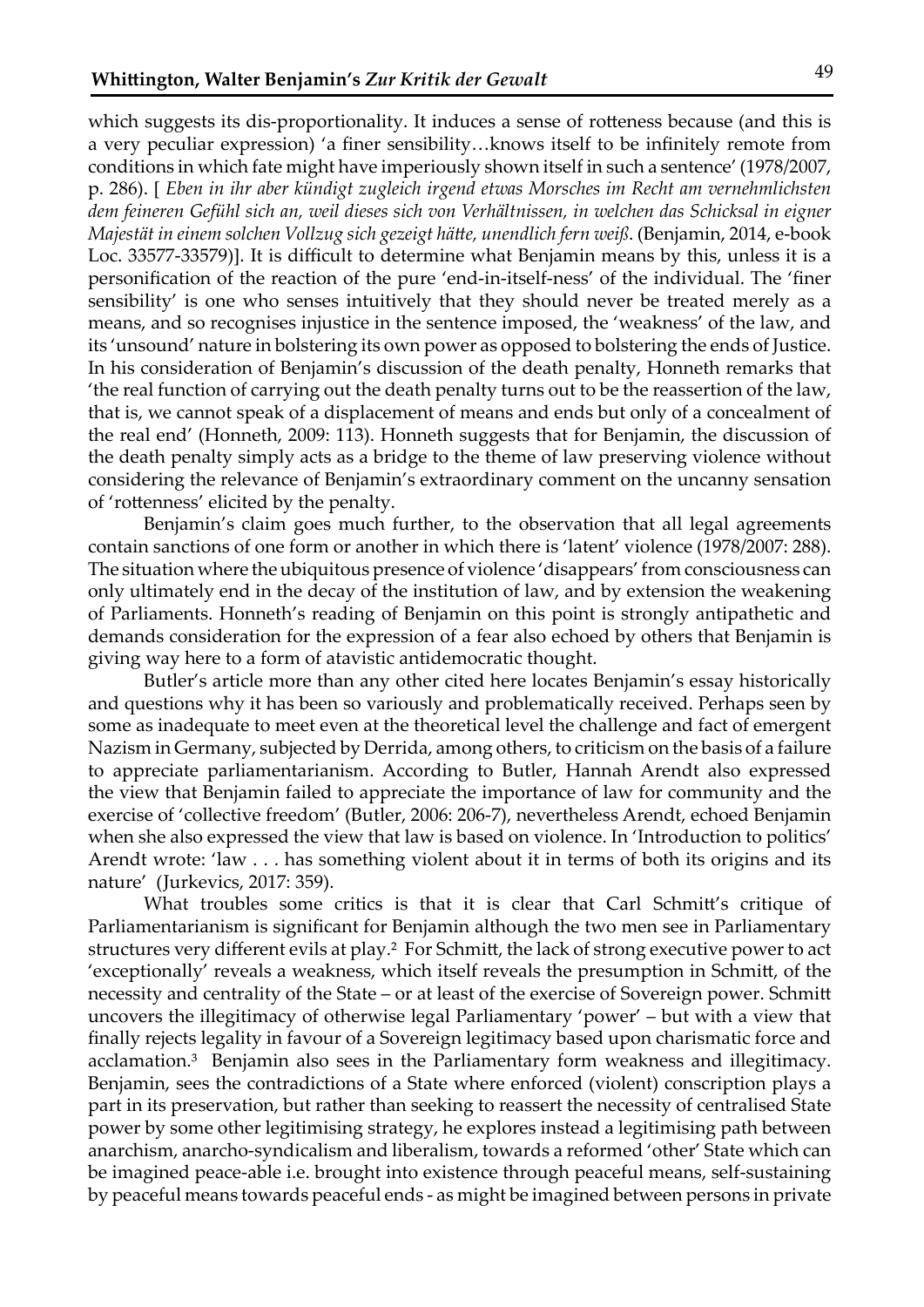which suggests its dis-proportionality. It induces a sense of rotteness because (and this is a very peculiar expression) 'a finer sensibility…knows itself to be infinitely remote from conditions in which fate might have imperiously shown itself in such a sentence' (1978/2007, p. 286). [ *Eben in ihr aber kündigt zugleich irgend etwas Morsches im Recht am vernehmlichsten dem feineren Gefühl sich an, weil dieses sich von Verhältnissen, in welchen das Schicksal in eigner Majestät in einem solchen Vollzug sich gezeigt hätte, unendlich fern weiß*. (Benjamin, 2014, e-book Loc. 33577-33579)]. It is difficult to determine what Benjamin means by this, unless it is a personification of the reaction of the pure 'end-in-itself-ness' of the individual. The 'finer sensibility' is one who senses intuitively that they should never be treated merely as a means, and so recognises injustice in the sentence imposed, the 'weakness' of the law, and its 'unsound' nature in bolstering its own power as opposed to bolstering the ends of Justice. In his consideration of Benjamin's discussion of the death penalty, Honneth remarks that 'the real function of carrying out the death penalty turns out to be the reassertion of the law, that is, we cannot speak of a displacement of means and ends but only of a concealment of the real end' (Honneth, 2009: 113). Honneth suggests that for Benjamin, the discussion of the death penalty simply acts as a bridge to the theme of law preserving violence without considering the relevance of Benjamin's extraordinary comment on the uncanny sensation of 'rottenness' elicited by the penalty.

Benjamin's claim goes much further, to the observation that all legal agreements contain sanctions of one form or another in which there is 'latent' violence (1978/2007: 288). The situation where the ubiquitous presence of violence 'disappears' from consciousness can only ultimately end in the decay of the institution of law, and by extension the weakening of Parliaments. Honneth's reading of Benjamin on this point is strongly antipathetic and demands consideration for the expression of a fear also echoed by others that Benjamin is giving way here to a form of atavistic antidemocratic thought.

Butler's article more than any other cited here locates Benjamin's essay historically and questions why it has been so variously and problematically received. Perhaps seen by some as inadequate to meet even at the theoretical level the challenge and fact of emergent Nazism in Germany, subjected by Derrida, among others, to criticism on the basis of a failure to appreciate parliamentarianism. According to Butler, Hannah Arendt also expressed the view that Benjamin failed to appreciate the importance of law for community and the exercise of 'collective freedom' (Butler, 2006: 206-7), nevertheless Arendt, echoed Benjamin when she also expressed the view that law is based on violence. In 'Introduction to politics' Arendt wrote: 'law . . . has something violent about it in terms of both its origins and its nature' (Jurkevics, 2017: 359).

What troubles some critics is that it is clear that Carl Schmitt's critique of Parliamentarianism is significant for Benjamin although the two men see in Parliamentary structures very different evils at play.[2] For Schmitt, the lack of strong executive power to act 'exceptionally' reveals a weakness, which itself reveals the presumption in Schmitt, of the necessity and centrality of the State – or at least of the exercise of Sovereign power. Schmitt uncovers the illegitimacy of otherwise legal Parliamentary 'power' – but with a view that finally rejects legality in favour of a Sovereign legitimacy based upon charismatic force and acclamation.[3] Benjamin also sees in the Parliamentary form weakness and illegitimacy. Benjamin, sees the contradictions of a State where enforced (violent) conscription plays a part in its preservation, but rather than seeking to reassert the necessity of centralised State power by some other legitimising strategy, he explores instead a legitimising path between anarchism, anarcho-syndicalism and liberalism, towards a reformed 'other' State which can be imagined peace-able i.e. brought into existence through peaceful means, self-sustaining by peaceful means towards peaceful ends - as might be imagined between persons in private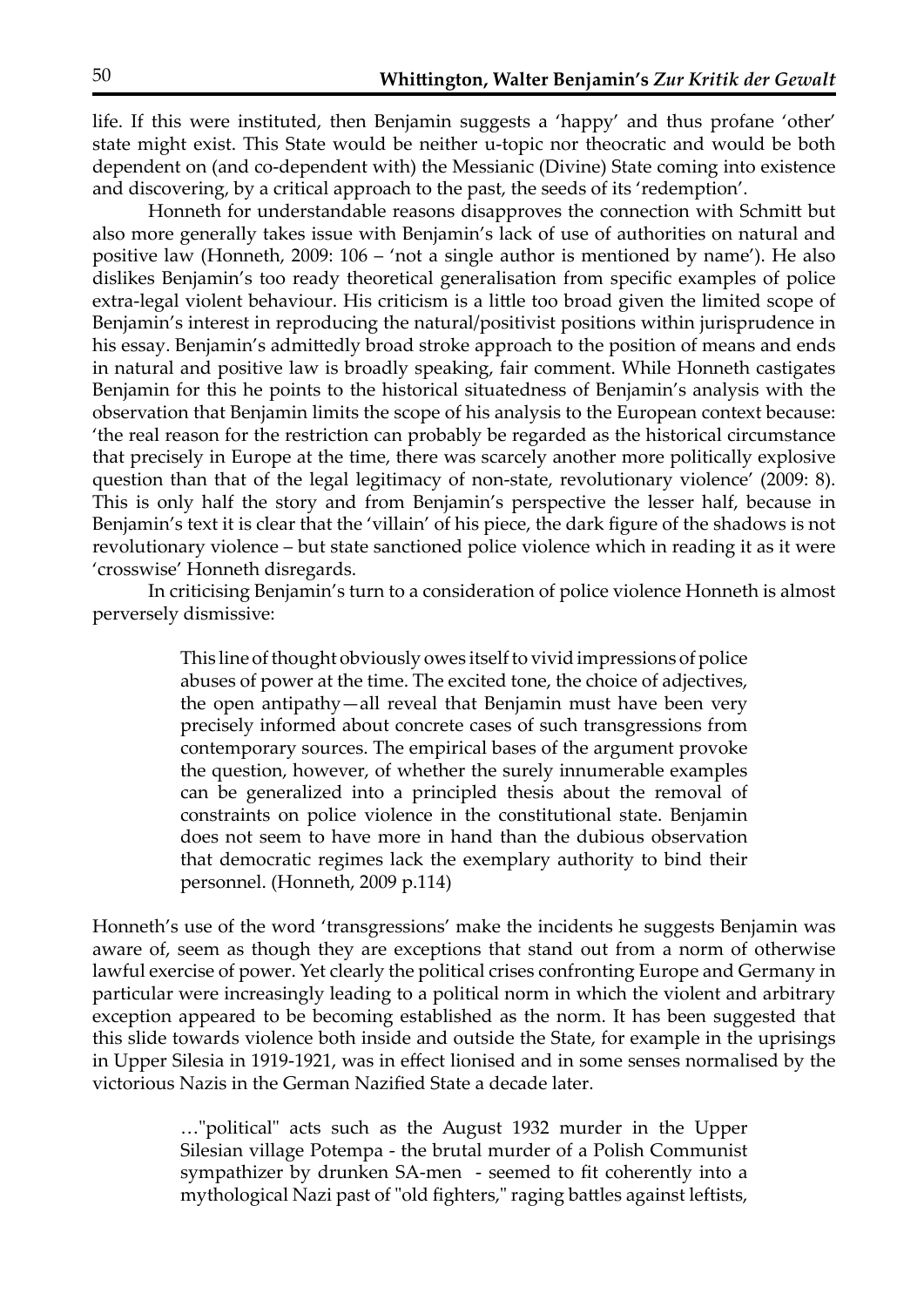life. If this were instituted, then Benjamin suggests a 'happy' and thus profane 'other' state might exist. This State would be neither u-topic nor theocratic and would be both dependent on (and co-dependent with) the Messianic (Divine) State coming into existence and discovering, by a critical approach to the past, the seeds of its 'redemption'.

Honneth for understandable reasons disapproves the connection with Schmitt but also more generally takes issue with Benjamin's lack of use of authorities on natural and positive law (Honneth, 2009: 106 – 'not a single author is mentioned by name'). He also dislikes Benjamin's too ready theoretical generalisation from specific examples of police extra-legal violent behaviour. His criticism is a little too broad given the limited scope of Benjamin's interest in reproducing the natural/positivist positions within jurisprudence in his essay. Benjamin's admittedly broad stroke approach to the position of means and ends in natural and positive law is broadly speaking, fair comment. While Honneth castigates Benjamin for this he points to the historical situatedness of Benjamin's analysis with the observation that Benjamin limits the scope of his analysis to the European context because: 'the real reason for the restriction can probably be regarded as the historical circumstance that precisely in Europe at the time, there was scarcely another more politically explosive question than that of the legal legitimacy of non-state, revolutionary violence' (2009: 8). This is only half the story and from Benjamin's perspective the lesser half, because in Benjamin's text it is clear that the 'villain' of his piece, the dark figure of the shadows is not revolutionary violence – but state sanctioned police violence which in reading it as it were 'crosswise' Honneth disregards.

In criticising Benjamin's turn to a consideration of police violence Honneth is almost perversely dismissive:

> This line of thought obviously owes itself to vivid impressions of police abuses of power at the time. The excited tone, the choice of adjectives, the open antipathy—all reveal that Benjamin must have been very precisely informed about concrete cases of such transgressions from contemporary sources. The empirical bases of the argument provoke the question, however, of whether the surely innumerable examples can be generalized into a principled thesis about the removal of constraints on police violence in the constitutional state. Benjamin does not seem to have more in hand than the dubious observation that democratic regimes lack the exemplary authority to bind their personnel. (Honneth, 2009 p.114)

Honneth's use of the word 'transgressions' make the incidents he suggests Benjamin was aware of, seem as though they are exceptions that stand out from a norm of otherwise lawful exercise of power. Yet clearly the political crises confronting Europe and Germany in particular were increasingly leading to a political norm in which the violent and arbitrary exception appeared to be becoming established as the norm. It has been suggested that this slide towards violence both inside and outside the State, for example in the uprisings in Upper Silesia in 1919-1921, was in effect lionised and in some senses normalised by the victorious Nazis in the German Nazified State a decade later.

> …"political" acts such as the August 1932 murder in the Upper Silesian village Potempa - the brutal murder of a Polish Communist sympathizer by drunken SA-men - seemed to fit coherently into a mythological Nazi past of "old fighters," raging battles against leftists,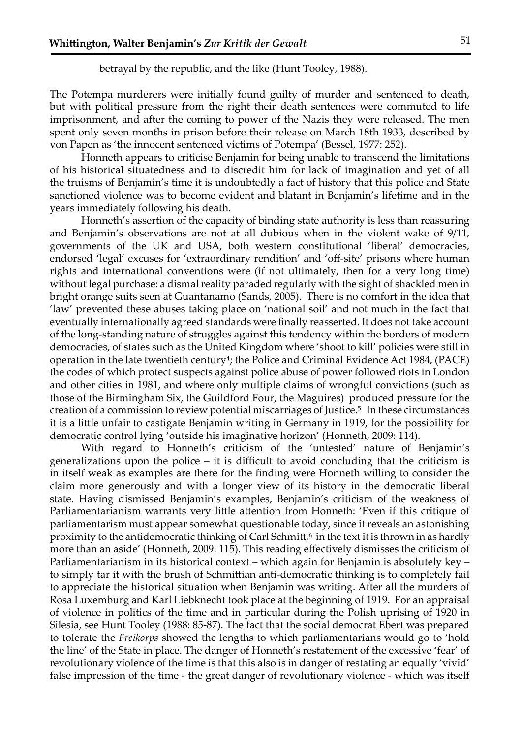betrayal by the republic, and the like (Hunt Tooley, 1988).

The Potempa murderers were initially found guilty of murder and sentenced to death, but with political pressure from the right their death sentences were commuted to life imprisonment, and after the coming to power of the Nazis they were released. The men spent only seven months in prison before their release on March 18th 1933, described by von Papen as 'the innocent sentenced victims of Potempa' (Bessel, 1977: 252).

Honneth appears to criticise Benjamin for being unable to transcend the limitations of his historical situatedness and to discredit him for lack of imagination and yet of all the truisms of Benjamin's time it is undoubtedly a fact of history that this police and State sanctioned violence was to become evident and blatant in Benjamin's lifetime and in the years immediately following his death.

Honneth's assertion of the capacity of binding state authority is less than reassuring and Benjamin's observations are not at all dubious when in the violent wake of 9/11, governments of the UK and USA, both western constitutional 'liberal' democracies, endorsed 'legal' excuses for 'extraordinary rendition' and 'off-site' prisons where human rights and international conventions were (if not ultimately, then for a very long time) without legal purchase: a dismal reality paraded regularly with the sight of shackled men in bright orange suits seen at Guantanamo (Sands, 2005). There is no comfort in the idea that 'law' prevented these abuses taking place on 'national soil' and not much in the fact that eventually internationally agreed standards were finally reasserted. It does not take account of the long-standing nature of struggles against this tendency within the borders of modern democracies, of states such as the United Kingdom where 'shoot to kill' policies were still in operation in the late twentieth century[4]; the Police and Criminal Evidence Act 1984, (PACE) the codes of which protect suspects against police abuse of power followed riots in London and other cities in 1981, and where only multiple claims of wrongful convictions (such as those of the Birmingham Six, the Guildford Four, the Maguires) produced pressure for the creation of a commission to review potential miscarriages of Justice.[5] In these circumstances it is a little unfair to castigate Benjamin writing in Germany in 1919, for the possibility for democratic control lying 'outside his imaginative horizon' (Honneth, 2009: 114).

With regard to Honneth's criticism of the 'untested' nature of Benjamin's generalizations upon the police – it is difficult to avoid concluding that the criticism is in itself weak as examples are there for the finding were Honneth willing to consider the claim more generously and with a longer view of its history in the democratic liberal state. Having dismissed Benjamin's examples, Benjamin's criticism of the weakness of Parliamentarianism warrants very little attention from Honneth: 'Even if this critique of parliamentarism must appear somewhat questionable today, since it reveals an astonishing proximity to the antidemocratic thinking of Carl Schmitt,[6] in the text it is thrown in as hardly more than an aside' (Honneth, 2009: 115). This reading effectively dismisses the criticism of Parliamentarianism in its historical context – which again for Benjamin is absolutely key – to simply tar it with the brush of Schmittian anti-democratic thinking is to completely fail to appreciate the historical situation when Benjamin was writing. After all the murders of Rosa Luxemburg and Karl Liebknecht took place at the beginning of 1919. For an appraisal of violence in politics of the time and in particular during the Polish uprising of 1920 in Silesia, see Hunt Tooley (1988: 85-87). The fact that the social democrat Ebert was prepared to tolerate the *Freikorps* showed the lengths to which parliamentarians would go to 'hold the line' of the State in place. The danger of Honneth's restatement of the excessive 'fear' of revolutionary violence of the time is that this also is in danger of restating an equally 'vivid' false impression of the time - the great danger of revolutionary violence - which was itself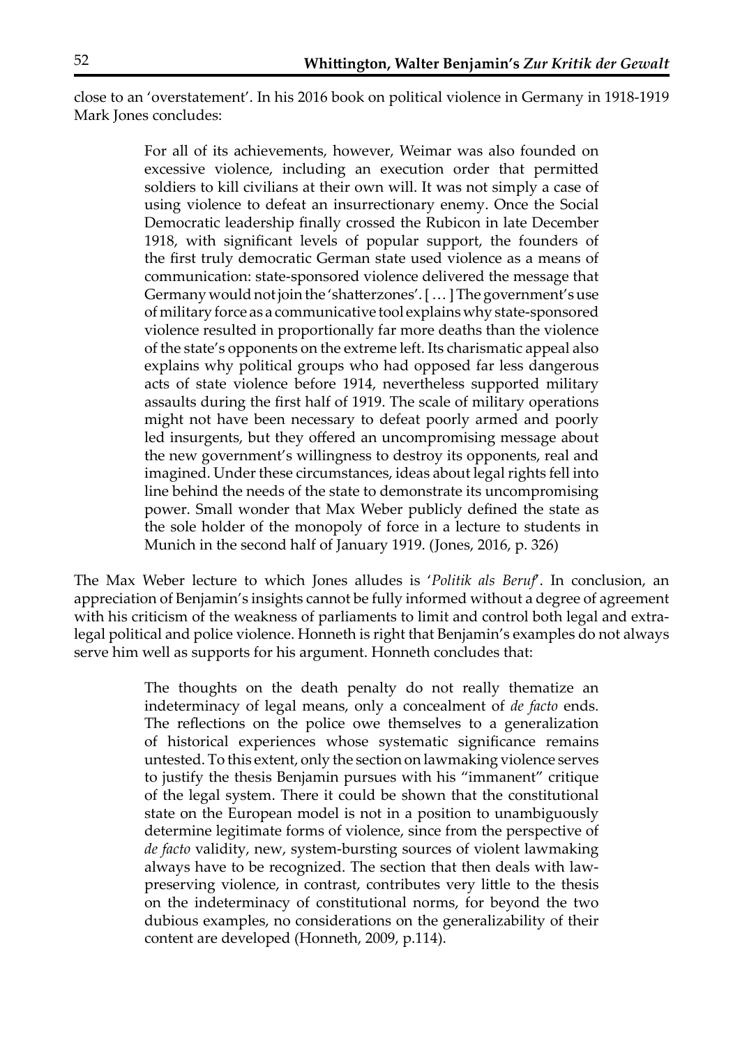close to an 'overstatement'. In his 2016 book on political violence in Germany in 1918-1919 Mark Jones concludes:

> For all of its achievements, however, Weimar was also founded on excessive violence, including an execution order that permitted soldiers to kill civilians at their own will. It was not simply a case of using violence to defeat an insurrectionary enemy. Once the Social Democratic leadership finally crossed the Rubicon in late December 1918, with significant levels of popular support, the founders of the first truly democratic German state used violence as a means of communication: state-sponsored violence delivered the message that Germany would not join the 'shatterzones'. [ … ] The government's use of military force as a communicative tool explains why state-sponsored violence resulted in proportionally far more deaths than the violence of the state's opponents on the extreme left. Its charismatic appeal also explains why political groups who had opposed far less dangerous acts of state violence before 1914, nevertheless supported military assaults during the first half of 1919. The scale of military operations might not have been necessary to defeat poorly armed and poorly led insurgents, but they offered an uncompromising message about the new government's willingness to destroy its opponents, real and imagined. Under these circumstances, ideas about legal rights fell into line behind the needs of the state to demonstrate its uncompromising power. Small wonder that Max Weber publicly defined the state as the sole holder of the monopoly of force in a lecture to students in Munich in the second half of January 1919. (Jones, 2016, p. 326)

The Max Weber lecture to which Jones alludes is '*Politik als Beruf*'. In conclusion, an appreciation of Benjamin's insights cannot be fully informed without a degree of agreement with his criticism of the weakness of parliaments to limit and control both legal and extra-legal political and police violence. Honneth is right that Benjamin's examples do not always serve him well as supports for his argument. Honneth concludes that:

> The thoughts on the death penalty do not really thematize an indeterminacy of legal means, only a concealment of *de facto* ends. The reflections on the police owe themselves to a generalization of historical experiences whose systematic significance remains untested. To this extent, only the section on lawmaking violence serves to justify the thesis Benjamin pursues with his "immanent" critique of the legal system. There it could be shown that the constitutional state on the European model is not in a position to unambiguously determine legitimate forms of violence, since from the perspective of *de facto* validity, new, system-bursting sources of violent lawmaking always have to be recognized. The section that then deals with law-preserving violence, in contrast, contributes very little to the thesis on the indeterminacy of constitutional norms, for beyond the two dubious examples, no considerations on the generalizability of their content are developed (Honneth, 2009, p.114).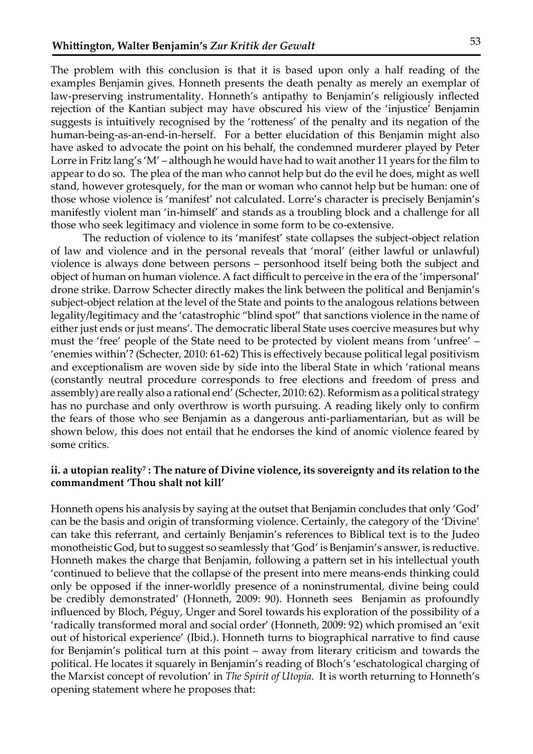The problem with this conclusion is that it is based upon only a half reading of the examples Benjamin gives. Honneth presents the death penalty as merely an exemplar of law-preserving instrumentality. Honneth's antipathy to Benjamin's religiously inflected rejection of the Kantian subject may have obscured his view of the 'injustice' Benjamin suggests is intuitively recognised by the 'rotteness' of the penalty and its negation of the human-being-as-an-end-in-herself. For a better elucidation of this Benjamin might also have asked to advocate the point on his behalf, the condemned murderer played by Peter Lorre in Fritz lang's 'M' – although he would have had to wait another 11 years for the film to appear to do so. The plea of the man who cannot help but do the evil he does, might as well stand, however grotesquely, for the man or woman who cannot help but be human: one of those whose violence is 'manifest' not calculated. Lorre's character is precisely Benjamin's manifestly violent man 'in-himself' and stands as a troubling block and a challenge for all those who seek legitimacy and violence in some form to be co-extensive.

The reduction of violence to its 'manifest' state collapses the subject-object relation of law and violence and in the personal reveals that 'moral' (either lawful or unlawful) violence is always done between persons – personhood itself being both the subject and object of human on human violence. A fact difficult to perceive in the era of the 'impersonal' drone strike. Darrow Schecter directly makes the link between the political and Benjamin's subject-object relation at the level of the State and points to the analogous relations between legality/legitimacy and the 'catastrophic "blind spot" that sanctions violence in the name of either just ends or just means'. The democratic liberal State uses coercive measures but why must the 'free' people of the State need to be protected by violent means from 'unfree' – 'enemies within'? (Schecter, 2010: 61-62) This is effectively because political legal positivism and exceptionalism are woven side by side into the liberal State in which 'rational means (constantly neutral procedure corresponds to free elections and freedom of press and assembly) are really also a rational end' (Schecter, 2010: 62). Reformism as a political strategy has no purchase and only overthrow is worth pursuing. A reading likely only to confirm the fears of those who see Benjamin as a dangerous anti-parliamentarian, but as will be shown below, this does not entail that he endorses the kind of anomic violence feared by some critics.

### ii. a utopian reality[7] : The nature of Divine violence, its sovereignty and its relation to the commandment 'Thou shalt not kill'

Honneth opens his analysis by saying at the outset that Benjamin concludes that only 'God' can be the basis and origin of transforming violence. Certainly, the category of the 'Divine' can take this referrant, and certainly Benjamin's references to Biblical text is to the Judeo monotheistic God, but to suggest so seamlessly that 'God' is Benjamin's answer, is reductive. Honneth makes the charge that Benjamin, following a pattern set in his intellectual youth 'continued to believe that the collapse of the present into mere means-ends thinking could only be opposed if the inner-worldly presence of a noninstrumental, divine being could be credibly demonstrated' (Honneth, 2009: 90). Honneth sees Benjamin as profoundly influenced by Bloch, Péguy, Unger and Sorel towards his exploration of the possibility of a 'radically transformed moral and social order' (Honneth, 2009: 92) which promised an 'exit out of historical experience' (Ibid.). Honneth turns to biographical narrative to find cause for Benjamin's political turn at this point – away from literary criticism and towards the political. He locates it squarely in Benjamin's reading of Bloch's 'eschatological charging of the Marxist concept of revolution' in *The Spirit of Utopia*. It is worth returning to Honneth's opening statement where he proposes that: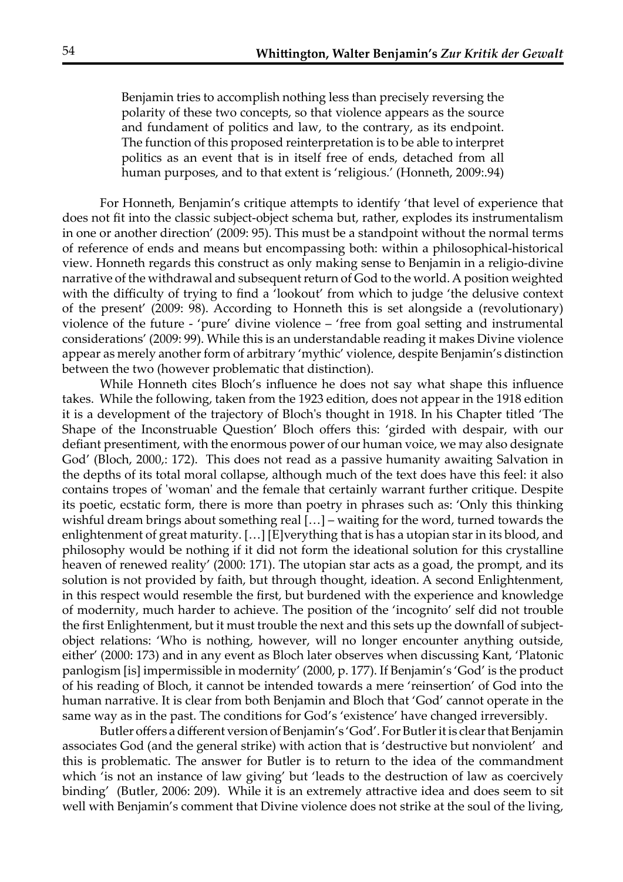> Benjamin tries to accomplish nothing less than precisely reversing the polarity of these two concepts, so that violence appears as the source and fundament of politics and law, to the contrary, as its endpoint. The function of this proposed reinterpretation is to be able to interpret politics as an event that is in itself free of ends, detached from all human purposes, and to that extent is 'religious.' (Honneth, 2009:.94)

For Honneth, Benjamin's critique attempts to identify 'that level of experience that does not fit into the classic subject-object schema but, rather, explodes its instrumentalism in one or another direction' (2009: 95). This must be a standpoint without the normal terms of reference of ends and means but encompassing both: within a philosophical-historical view. Honneth regards this construct as only making sense to Benjamin in a religio-divine narrative of the withdrawal and subsequent return of God to the world. A position weighted with the difficulty of trying to find a 'lookout' from which to judge 'the delusive context of the present' (2009: 98). According to Honneth this is set alongside a (revolutionary) violence of the future - 'pure' divine violence – 'free from goal setting and instrumental considerations' (2009: 99). While this is an understandable reading it makes Divine violence appear as merely another form of arbitrary 'mythic' violence, despite Benjamin's distinction between the two (however problematic that distinction).

While Honneth cites Bloch's influence he does not say what shape this influence takes. While the following, taken from the 1923 edition, does not appear in the 1918 edition it is a development of the trajectory of Bloch's thought in 1918. In his Chapter titled 'The Shape of the Inconstruable Question' Bloch offers this: 'girded with despair, with our defiant presentiment, with the enormous power of our human voice, we may also designate God' (Bloch, 2000,: 172). This does not read as a passive humanity awaiting Salvation in the depths of its total moral collapse, although much of the text does have this feel: it also contains tropes of 'woman' and the female that certainly warrant further critique. Despite its poetic, ecstatic form, there is more than poetry in phrases such as: 'Only this thinking wishful dream brings about something real […] – waiting for the word, turned towards the enlightenment of great maturity. […] [E]verything that is has a utopian star in its blood, and philosophy would be nothing if it did not form the ideational solution for this crystalline heaven of renewed reality' (2000: 171). The utopian star acts as a goad, the prompt, and its solution is not provided by faith, but through thought, ideation. A second Enlightenment, in this respect would resemble the first, but burdened with the experience and knowledge of modernity, much harder to achieve. The position of the 'incognito' self did not trouble the first Enlightenment, but it must trouble the next and this sets up the downfall of subject-object relations: 'Who is nothing, however, will no longer encounter anything outside, either' (2000: 173) and in any event as Bloch later observes when discussing Kant, 'Platonic panlogism [is] impermissible in modernity' (2000, p. 177). If Benjamin's 'God' is the product of his reading of Bloch, it cannot be intended towards a mere 'reinsertion' of God into the human narrative. It is clear from both Benjamin and Bloch that 'God' cannot operate in the same way as in the past. The conditions for God's 'existence' have changed irreversibly.

Butler offers a different version of Benjamin's 'God'. For Butler it is clear that Benjamin associates God (and the general strike) with action that is 'destructive but nonviolent' and this is problematic. The answer for Butler is to return to the idea of the commandment which 'is not an instance of law giving' but 'leads to the destruction of law as coercively binding' (Butler, 2006: 209). While it is an extremely attractive idea and does seem to sit well with Benjamin's comment that Divine violence does not strike at the soul of the living,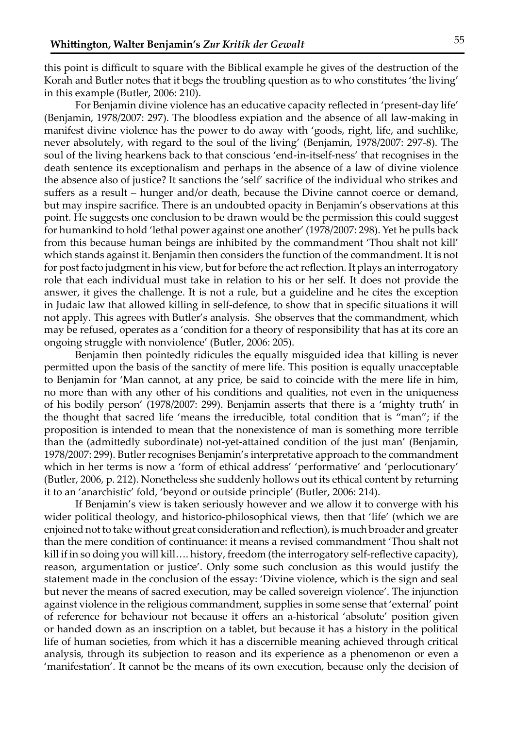this point is difficult to square with the Biblical example he gives of the destruction of the Korah and Butler notes that it begs the troubling question as to who constitutes 'the living' in this example (Butler, 2006: 210).

For Benjamin divine violence has an educative capacity reflected in 'present-day life' (Benjamin, 1978/2007: 297). The bloodless expiation and the absence of all law-making in manifest divine violence has the power to do away with 'goods, right, life, and suchlike, never absolutely, with regard to the soul of the living' (Benjamin, 1978/2007: 297-8). The soul of the living hearkens back to that conscious 'end-in-itself-ness' that recognises in the death sentence its exceptionalism and perhaps in the absence of a law of divine violence the absence also of justice? It sanctions the 'self' sacrifice of the individual who strikes and suffers as a result – hunger and/or death, because the Divine cannot coerce or demand, but may inspire sacrifice. There is an undoubted opacity in Benjamin's observations at this point. He suggests one conclusion to be drawn would be the permission this could suggest for humankind to hold 'lethal power against one another' (1978/2007: 298). Yet he pulls back from this because human beings are inhibited by the commandment 'Thou shalt not kill' which stands against it. Benjamin then considers the function of the commandment. It is not for post facto judgment in his view, but for before the act reflection. It plays an interrogatory role that each individual must take in relation to his or her self. It does not provide the answer, it gives the challenge. It is not a rule, but a guideline and he cites the exception in Judaic law that allowed killing in self-defence, to show that in specific situations it will not apply. This agrees with Butler's analysis. She observes that the commandment, which may be refused, operates as a 'condition for a theory of responsibility that has at its core an ongoing struggle with nonviolence' (Butler, 2006: 205).

Benjamin then pointedly ridicules the equally misguided idea that killing is never permitted upon the basis of the sanctity of mere life. This position is equally unacceptable to Benjamin for 'Man cannot, at any price, be said to coincide with the mere life in him, no more than with any other of his conditions and qualities, not even in the uniqueness of his bodily person' (1978/2007: 299). Benjamin asserts that there is a 'mighty truth' in the thought that sacred life 'means the irreducible, total condition that is "man"; if the proposition is intended to mean that the nonexistence of man is something more terrible than the (admittedly subordinate) not-yet-attained condition of the just man' (Benjamin, 1978/2007: 299). Butler recognises Benjamin's interpretative approach to the commandment which in her terms is now a 'form of ethical address' 'performative' and 'perlocutionary' (Butler, 2006, p. 212). Nonetheless she suddenly hollows out its ethical content by returning it to an 'anarchistic' fold, 'beyond or outside principle' (Butler, 2006: 214).

If Benjamin's view is taken seriously however and we allow it to converge with his wider political theology, and historico-philosophical views, then that 'life' (which we are enjoined not to take without great consideration and reflection), is much broader and greater than the mere condition of continuance: it means a revised commandment 'Thou shalt not kill if in so doing you will kill…. history, freedom (the interrogatory self-reflective capacity), reason, argumentation or justice'. Only some such conclusion as this would justify the statement made in the conclusion of the essay: 'Divine violence, which is the sign and seal but never the means of sacred execution, may be called sovereign violence'. The injunction against violence in the religious commandment, supplies in some sense that 'external' point of reference for behaviour not because it offers an a-historical 'absolute' position given or handed down as an inscription on a tablet, but because it has a history in the political life of human societies, from which it has a discernible meaning achieved through critical analysis, through its subjection to reason and its experience as a phenomenon or even a 'manifestation'. It cannot be the means of its own execution, because only the decision of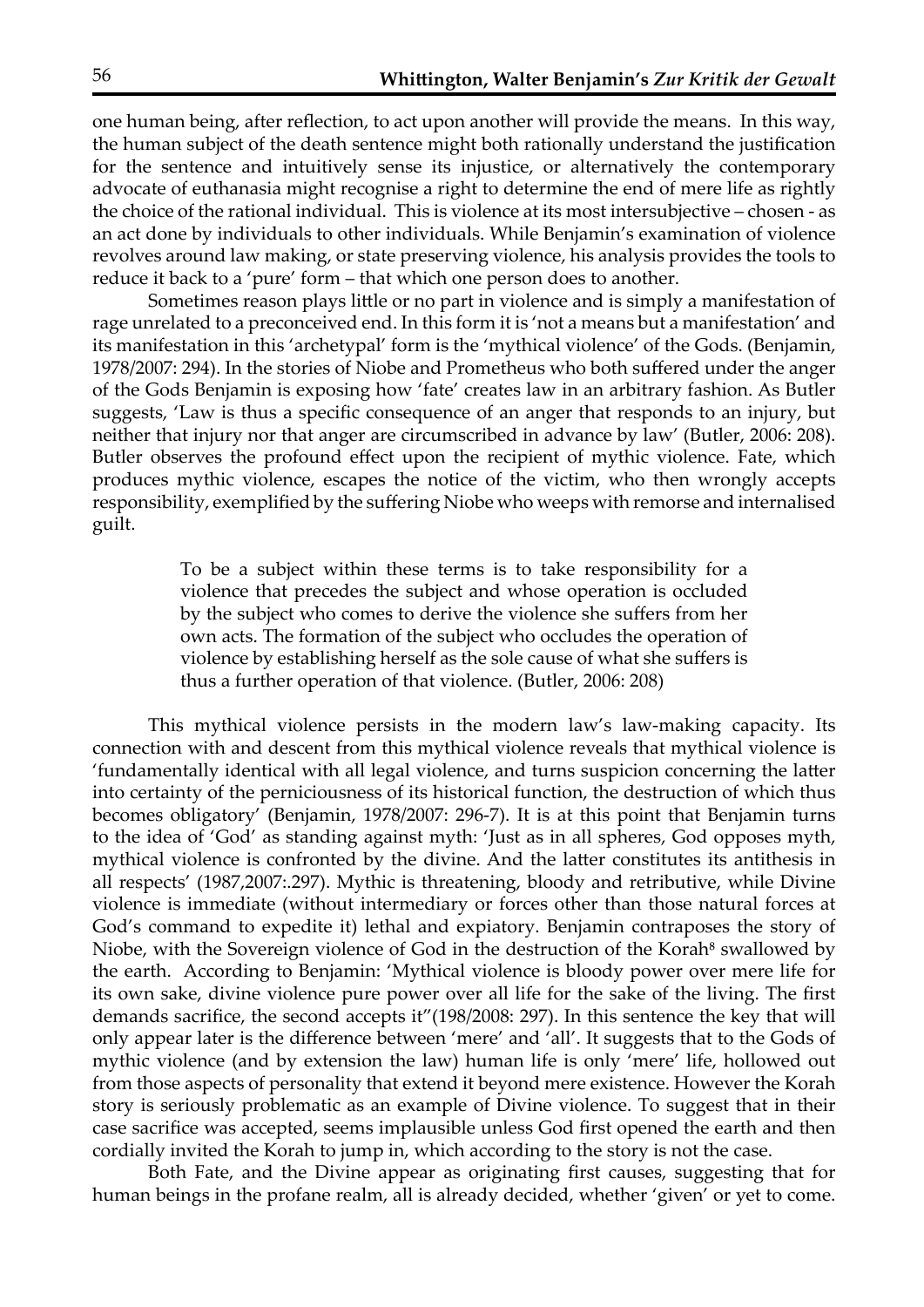one human being, after reflection, to act upon another will provide the means. In this way, the human subject of the death sentence might both rationally understand the justification for the sentence and intuitively sense its injustice, or alternatively the contemporary advocate of euthanasia might recognise a right to determine the end of mere life as rightly the choice of the rational individual. This is violence at its most intersubjective – chosen - as an act done by individuals to other individuals. While Benjamin's examination of violence revolves around law making, or state preserving violence, his analysis provides the tools to reduce it back to a 'pure' form – that which one person does to another.

Sometimes reason plays little or no part in violence and is simply a manifestation of rage unrelated to a preconceived end. In this form it is 'not a means but a manifestation' and its manifestation in this 'archetypal' form is the 'mythical violence' of the Gods. (Benjamin, 1978/2007: 294). In the stories of Niobe and Prometheus who both suffered under the anger of the Gods Benjamin is exposing how 'fate' creates law in an arbitrary fashion. As Butler suggests, 'Law is thus a specific consequence of an anger that responds to an injury, but neither that injury nor that anger are circumscribed in advance by law' (Butler, 2006: 208). Butler observes the profound effect upon the recipient of mythic violence. Fate, which produces mythic violence, escapes the notice of the victim, who then wrongly accepts responsibility, exemplified by the suffering Niobe who weeps with remorse and internalised guilt.

> To be a subject within these terms is to take responsibility for a violence that precedes the subject and whose operation is occluded by the subject who comes to derive the violence she suffers from her own acts. The formation of the subject who occludes the operation of violence by establishing herself as the sole cause of what she suffers is thus a further operation of that violence. (Butler, 2006: 208)

This mythical violence persists in the modern law's law-making capacity. Its connection with and descent from this mythical violence reveals that mythical violence is 'fundamentally identical with all legal violence, and turns suspicion concerning the latter into certainty of the perniciousness of its historical function, the destruction of which thus becomes obligatory' (Benjamin, 1978/2007: 296-7). It is at this point that Benjamin turns to the idea of 'God' as standing against myth: 'Just as in all spheres, God opposes myth, mythical violence is confronted by the divine. And the latter constitutes its antithesis in all respects' (1987,2007:.297). Mythic is threatening, bloody and retributive, while Divine violence is immediate (without intermediary or forces other than those natural forces at God's command to expedite it) lethal and expiatory. Benjamin contraposes the story of Niobe, with the Sovereign violence of God in the destruction of the Korah[8] swallowed by the earth. According to Benjamin: 'Mythical violence is bloody power over mere life for its own sake, divine violence pure power over all life for the sake of the living. The first demands sacrifice, the second accepts it"(198/2008: 297). In this sentence the key that will only appear later is the difference between 'mere' and 'all'. It suggests that to the Gods of mythic violence (and by extension the law) human life is only 'mere' life, hollowed out from those aspects of personality that extend it beyond mere existence. However the Korah story is seriously problematic as an example of Divine violence. To suggest that in their case sacrifice was accepted, seems implausible unless God first opened the earth and then cordially invited the Korah to jump in, which according to the story is not the case.

Both Fate, and the Divine appear as originating first causes, suggesting that for human beings in the profane realm, all is already decided, whether 'given' or yet to come.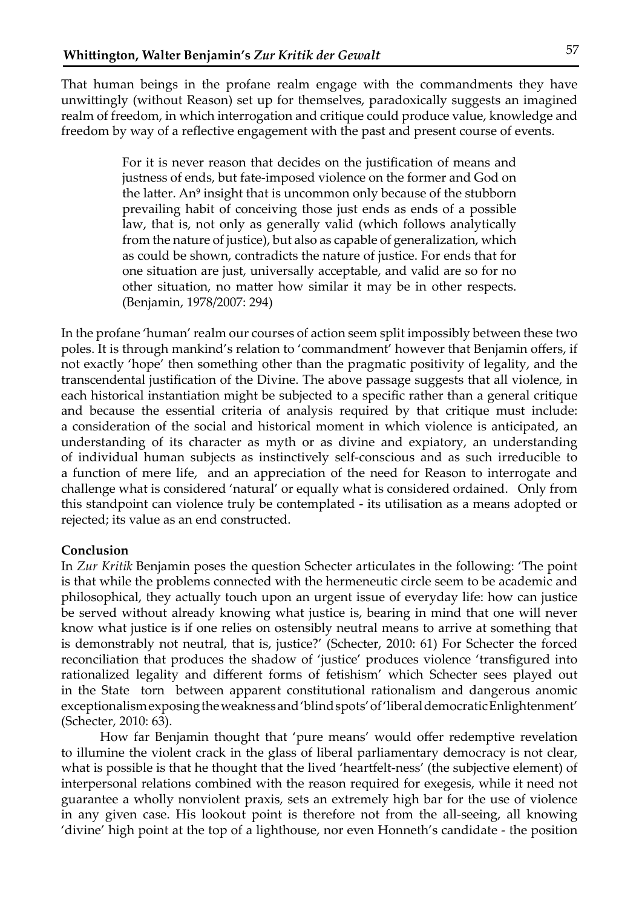That human beings in the profane realm engage with the commandments they have unwittingly (without Reason) set up for themselves, paradoxically suggests an imagined realm of freedom, in which interrogation and critique could produce value, knowledge and freedom by way of a reflective engagement with the past and present course of events.

> For it is never reason that decides on the justification of means and justness of ends, but fate-imposed violence on the former and God on the latter. An[9] insight that is uncommon only because of the stubborn prevailing habit of conceiving those just ends as ends of a possible law, that is, not only as generally valid (which follows analytically from the nature of justice), but also as capable of generalization, which as could be shown, contradicts the nature of justice. For ends that for one situation are just, universally acceptable, and valid are so for no other situation, no matter how similar it may be in other respects. (Benjamin, 1978/2007: 294)

In the profane 'human' realm our courses of action seem split impossibly between these two poles. It is through mankind's relation to 'commandment' however that Benjamin offers, if not exactly 'hope' then something other than the pragmatic positivity of legality, and the transcendental justification of the Divine. The above passage suggests that all violence, in each historical instantiation might be subjected to a specific rather than a general critique and because the essential criteria of analysis required by that critique must include: a consideration of the social and historical moment in which violence is anticipated, an understanding of its character as myth or as divine and expiatory, an understanding of individual human subjects as instinctively self-conscious and as such irreducible to a function of mere life, and an appreciation of the need for Reason to interrogate and challenge what is considered 'natural' or equally what is considered ordained. Only from this standpoint can violence truly be contemplated - its utilisation as a means adopted or rejected; its value as an end constructed.

**Conclusion**

In *Zur Kritik* Benjamin poses the question Schecter articulates in the following: 'The point is that while the problems connected with the hermeneutic circle seem to be academic and philosophical, they actually touch upon an urgent issue of everyday life: how can justice be served without already knowing what justice is, bearing in mind that one will never know what justice is if one relies on ostensibly neutral means to arrive at something that is demonstrably not neutral, that is, justice?' (Schecter, 2010: 61) For Schecter the forced reconciliation that produces the shadow of 'justice' produces violence 'transfigured into rationalized legality and different forms of fetishism' which Schecter sees played out in the State torn between apparent constitutional rationalism and dangerous anomic exceptionalism exposing the weakness and 'blind spots' of 'liberal democratic Enlightenment' (Schecter, 2010: 63).

How far Benjamin thought that 'pure means' would offer redemptive revelation to illumine the violent crack in the glass of liberal parliamentary democracy is not clear, what is possible is that he thought that the lived 'heartfelt-ness' (the subjective element) of interpersonal relations combined with the reason required for exegesis, while it need not guarantee a wholly nonviolent praxis, sets an extremely high bar for the use of violence in any given case. His lookout point is therefore not from the all-seeing, all knowing 'divine' high point at the top of a lighthouse, nor even Honneth's candidate - the position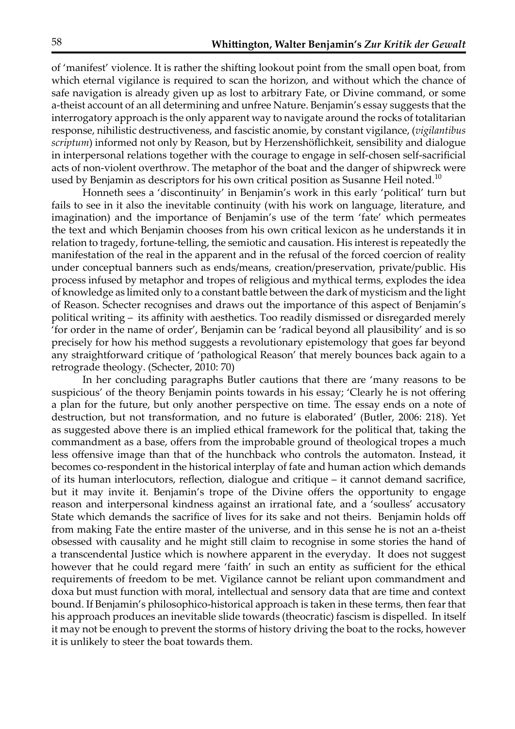of 'manifest' violence. It is rather the shifting lookout point from the small open boat, from which eternal vigilance is required to scan the horizon, and without which the chance of safe navigation is already given up as lost to arbitrary Fate, or Divine command, or some a-theist account of an all determining and unfree Nature. Benjamin's essay suggests that the interrogatory approach is the only apparent way to navigate around the rocks of totalitarian response, nihilistic destructiveness, and fascistic anomie, by constant vigilance, (*vigilantibus scriptum*) informed not only by Reason, but by Herzenshöflichkeit, sensibility and dialogue in interpersonal relations together with the courage to engage in self-chosen self-sacrificial acts of non-violent overthrow. The metaphor of the boat and the danger of shipwreck were used by Benjamin as descriptors for his own critical position as Susanne Heil noted.[10]

Honneth sees a 'discontinuity' in Benjamin's work in this early 'political' turn but fails to see in it also the inevitable continuity (with his work on language, literature, and imagination) and the importance of Benjamin's use of the term 'fate' which permeates the text and which Benjamin chooses from his own critical lexicon as he understands it in relation to tragedy, fortune-telling, the semiotic and causation. His interest is repeatedly the manifestation of the real in the apparent and in the refusal of the forced coercion of reality under conceptual banners such as ends/means, creation/preservation, private/public. His process infused by metaphor and tropes of religious and mythical terms, explodes the idea of knowledge as limited only to a constant battle between the dark of mysticism and the light of Reason. Schecter recognises and draws out the importance of this aspect of Benjamin's political writing – its affinity with aesthetics. Too readily dismissed or disregarded merely 'for order in the name of order', Benjamin can be 'radical beyond all plausibility' and is so precisely for how his method suggests a revolutionary epistemology that goes far beyond any straightforward critique of 'pathological Reason' that merely bounces back again to a retrograde theology. (Schecter, 2010: 70)

In her concluding paragraphs Butler cautions that there are 'many reasons to be suspicious' of the theory Benjamin points towards in his essay; 'Clearly he is not offering a plan for the future, but only another perspective on time. The essay ends on a note of destruction, but not transformation, and no future is elaborated' (Butler, 2006: 218). Yet as suggested above there is an implied ethical framework for the political that, taking the commandment as a base, offers from the improbable ground of theological tropes a much less offensive image than that of the hunchback who controls the automaton. Instead, it becomes co-respondent in the historical interplay of fate and human action which demands of its human interlocutors, reflection, dialogue and critique – it cannot demand sacrifice, but it may invite it. Benjamin's trope of the Divine offers the opportunity to engage reason and interpersonal kindness against an irrational fate, and a 'soulless' accusatory State which demands the sacrifice of lives for its sake and not theirs. Benjamin holds off from making Fate the entire master of the universe, and in this sense he is not an a-theist obsessed with causality and he might still claim to recognise in some stories the hand of a transcendental Justice which is nowhere apparent in the everyday. It does not suggest however that he could regard mere 'faith' in such an entity as sufficient for the ethical requirements of freedom to be met. Vigilance cannot be reliant upon commandment and doxa but must function with moral, intellectual and sensory data that are time and context bound. If Benjamin's philosophico-historical approach is taken in these terms, then fear that his approach produces an inevitable slide towards (theocratic) fascism is dispelled. In itself it may not be enough to prevent the storms of history driving the boat to the rocks, however it is unlikely to steer the boat towards them.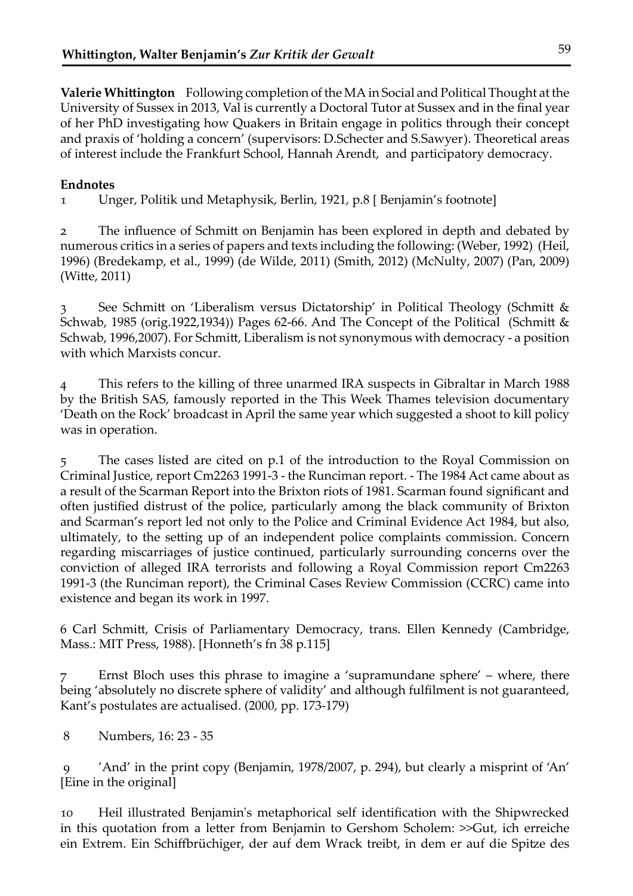**Valerie Whittington** Following completion of the MA in Social and Political Thought at the University of Sussex in 2013, Val is currently a Doctoral Tutor at Sussex and in the final year of her PhD investigating how Quakers in Britain engage in politics through their concept and praxis of 'holding a concern' (supervisors: D.Schecter and S.Sawyer). Theoretical areas of interest include the Frankfurt School, Hannah Arendt, and participatory democracy.

**Endnotes**

1 Unger, Politik und Metaphysik, Berlin, 1921, p.8 [ Benjamin's footnote]

2 The influence of Schmitt on Benjamin has been explored in depth and debated by numerous critics in a series of papers and texts including the following: (Weber, 1992) (Heil, 1996) (Bredekamp, et al., 1999) (de Wilde, 2011) (Smith, 2012) (McNulty, 2007) (Pan, 2009) (Witte, 2011)

3 See Schmitt on 'Liberalism versus Dictatorship' in Political Theology (Schmitt & Schwab, 1985 (orig.1922,1934)) Pages 62-66. And The Concept of the Political (Schmitt & Schwab, 1996,2007). For Schmitt, Liberalism is not synonymous with democracy - a position with which Marxists concur.

4 This refers to the killing of three unarmed IRA suspects in Gibraltar in March 1988 by the British SAS, famously reported in the This Week Thames television documentary 'Death on the Rock' broadcast in April the same year which suggested a shoot to kill policy was in operation.

5 The cases listed are cited on p.1 of the introduction to the Royal Commission on Criminal Justice, report Cm2263 1991-3 - the Runciman report. - The 1984 Act came about as a result of the Scarman Report into the Brixton riots of 1981. Scarman found significant and often justified distrust of the police, particularly among the black community of Brixton and Scarman's report led not only to the Police and Criminal Evidence Act 1984, but also, ultimately, to the setting up of an independent police complaints commission. Concern regarding miscarriages of justice continued, particularly surrounding concerns over the conviction of alleged IRA terrorists and following a Royal Commission report Cm2263 1991-3 (the Runciman report), the Criminal Cases Review Commission (CCRC) came into existence and began its work in 1997.

6 Carl Schmitt, Crisis of Parliamentary Democracy, trans. Ellen Kennedy (Cambridge, Mass.: MIT Press, 1988). [Honneth's fn 38 p.115]

7 Ernst Bloch uses this phrase to imagine a 'supramundane sphere' – where, there being 'absolutely no discrete sphere of validity' and although fulfilment is not guaranteed, Kant's postulates are actualised. (2000, pp. 173-179)

8 Numbers, 16: 23 - 35

9 'And' in the print copy (Benjamin, 1978/2007, p. 294), but clearly a misprint of 'An' [Eine in the original]

10 Heil illustrated Benjamin's metaphorical self identification with the Shipwrecked in this quotation from a letter from Benjamin to Gershom Scholem: >>Gut, ich erreiche ein Extrem. Ein Schiffbrüchiger, der auf dem Wrack treibt, in dem er auf die Spitze des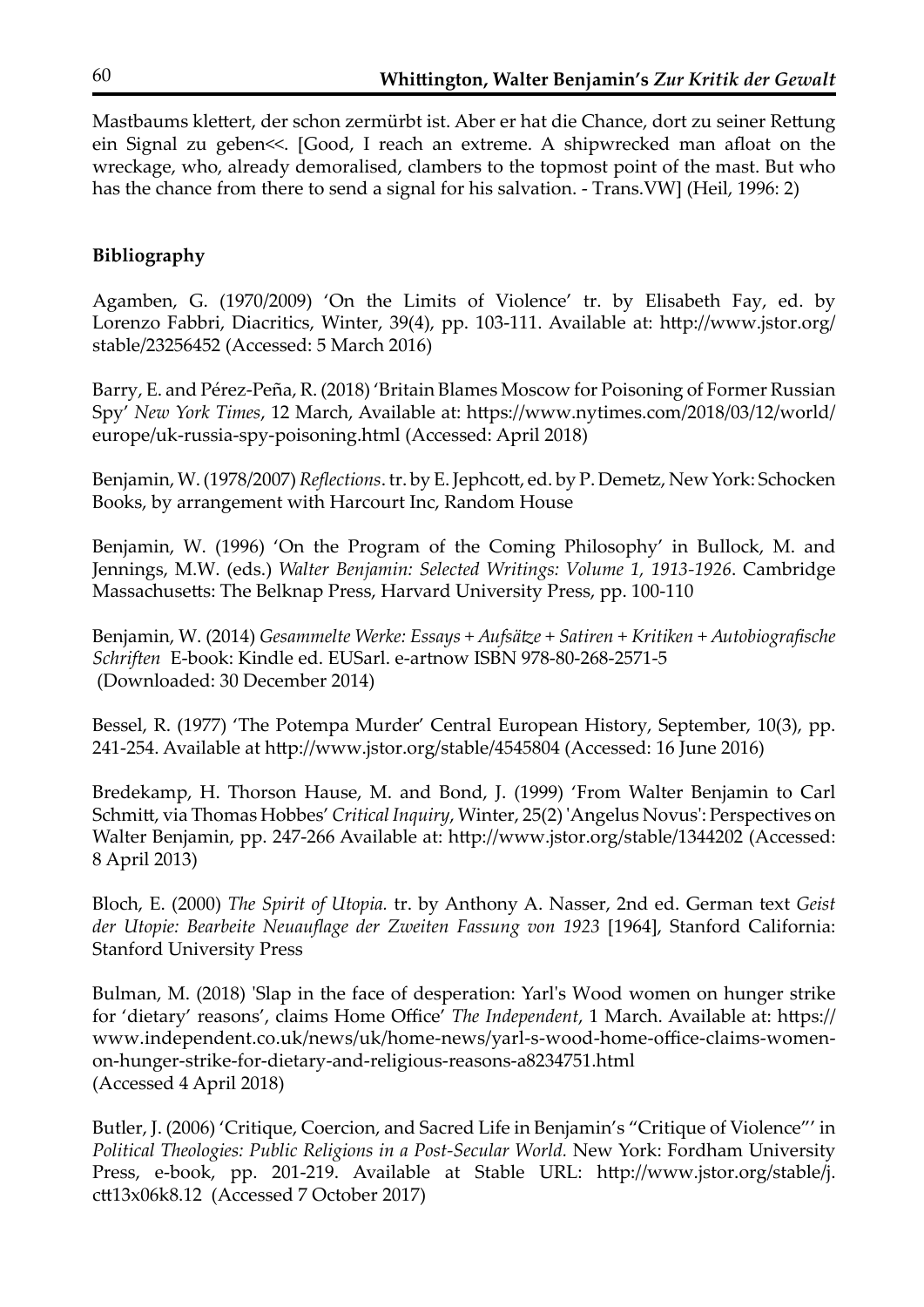Mastbaums klettert, der schon zermürbt ist. Aber er hat die Chance, dort zu seiner Rettung ein Signal zu geben<<. [Good, I reach an extreme. A shipwrecked man afloat on the wreckage, who, already demoralised, clambers to the topmost point of the mast. But who has the chance from there to send a signal for his salvation. - Trans.VW] (Heil, 1996: 2)

**Bibliography**

Agamben, G. (1970/2009) 'On the Limits of Violence' tr. by Elisabeth Fay, ed. by Lorenzo Fabbri, Diacritics, Winter, 39(4), pp. 103-111. Available at: http://www.jstor.org/stable/23256452 (Accessed: 5 March 2016)

Barry, E. and Pérez-Peña, R. (2018) 'Britain Blames Moscow for Poisoning of Former Russian Spy' *New York Times*, 12 March, Available at: https://www.nytimes.com/2018/03/12/world/europe/uk-russia-spy-poisoning.html (Accessed: April 2018)

Benjamin, W. (1978/2007) *Reflections*. tr. by E. Jephcott, ed. by P. Demetz, New York: Schocken Books, by arrangement with Harcourt Inc, Random House

Benjamin, W. (1996) 'On the Program of the Coming Philosophy' in Bullock, M. and Jennings, M.W. (eds.) *Walter Benjamin: Selected Writings: Volume 1, 1913-1926*. Cambridge Massachusetts: The Belknap Press, Harvard University Press, pp. 100-110

Benjamin, W. (2014) *Gesammelte Werke: Essays + Aufsätze + Satiren + Kritiken + Autobiografische Schriften* E-book: Kindle ed. EUSarl. e-artnow ISBN 978-80-268-2571-5 (Downloaded: 30 December 2014)

Bessel, R. (1977) 'The Potempa Murder' Central European History, September, 10(3), pp. 241-254. Available at http://www.jstor.org/stable/4545804 (Accessed: 16 June 2016)

Bredekamp, H. Thorson Hause, M. and Bond, J. (1999) 'From Walter Benjamin to Carl Schmitt, via Thomas Hobbes' *Critical Inquiry*, Winter, 25(2) 'Angelus Novus': Perspectives on Walter Benjamin, pp. 247-266 Available at: http://www.jstor.org/stable/1344202 (Accessed: 8 April 2013)

Bloch, E. (2000) *The Spirit of Utopia.* tr. by Anthony A. Nasser, 2nd ed. German text *Geist der Utopie: Bearbeite Neuauflage der Zweiten Fassung von 1923* [1964], Stanford California: Stanford University Press

Bulman, M. (2018) 'Slap in the face of desperation: Yarl's Wood women on hunger strike for 'dietary' reasons', claims Home Office' *The Independent*, 1 March. Available at: https://www.independent.co.uk/news/uk/home-news/yarl-s-wood-home-office-claims-women-on-hunger-strike-for-dietary-and-religious-reasons-a8234751.html (Accessed 4 April 2018)

Butler, J. (2006) 'Critique, Coercion, and Sacred Life in Benjamin's "Critique of Violence"' in *Political Theologies: Public Religions in a Post-Secular World.* New York: Fordham University Press, e-book, pp. 201-219. Available at Stable URL: http://www.jstor.org/stable/j.ctt13x06k8.12 (Accessed 7 October 2017)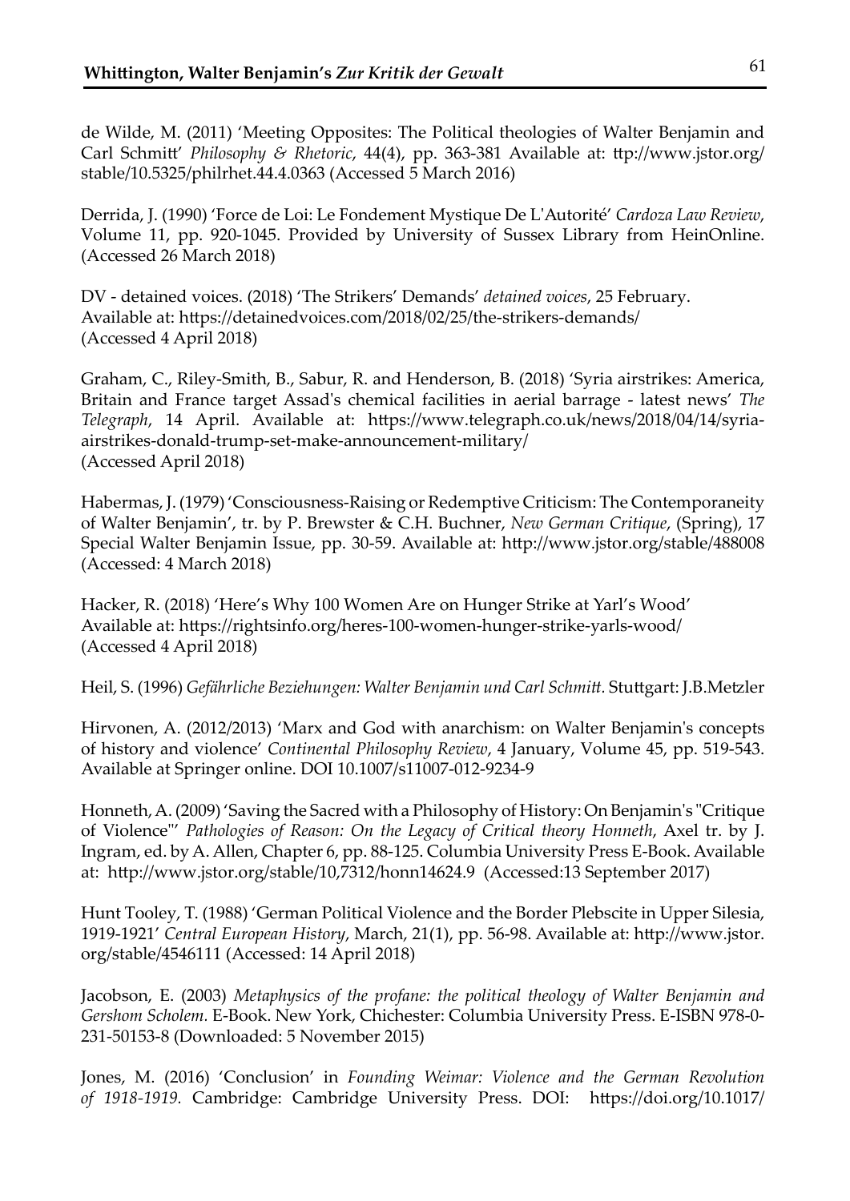de Wilde, M. (2011) 'Meeting Opposites: The Political theologies of Walter Benjamin and Carl Schmitt' *Philosophy & Rhetoric*, 44(4), pp. 363-381 Available at: ttp://www.jstor.org/stable/10.5325/philrhet.44.4.0363 (Accessed 5 March 2016)

Derrida, J. (1990) 'Force de Loi: Le Fondement Mystique De L'Autorité' *Cardoza Law Review*, Volume 11, pp. 920-1045. Provided by University of Sussex Library from HeinOnline. (Accessed 26 March 2018)

DV - detained voices. (2018) 'The Strikers' Demands' *detained voices*, 25 February. Available at: https://detainedvoices.com/2018/02/25/the-strikers-demands/ (Accessed 4 April 2018)

Graham, C., Riley-Smith, B., Sabur, R. and Henderson, B. (2018) 'Syria airstrikes: America, Britain and France target Assad's chemical facilities in aerial barrage - latest news' *The Telegraph*, 14 April. Available at: https://www.telegraph.co.uk/news/2018/04/14/syria-airstrikes-donald-trump-set-make-announcement-military/ (Accessed April 2018)

Habermas, J. (1979) 'Consciousness-Raising or Redemptive Criticism: The Contemporaneity of Walter Benjamin', tr. by P. Brewster & C.H. Buchner, *New German Critique*, (Spring), 17 Special Walter Benjamin Issue, pp. 30-59. Available at: http://www.jstor.org/stable/488008 (Accessed: 4 March 2018)

Hacker, R. (2018) 'Here's Why 100 Women Are on Hunger Strike at Yarl's Wood' Available at: https://rightsinfo.org/heres-100-women-hunger-strike-yarls-wood/ (Accessed 4 April 2018)

Heil, S. (1996) *Gefährliche Beziehungen: Walter Benjamin und Carl Schmitt.* Stuttgart: J.B.Metzler

Hirvonen, A. (2012/2013) 'Marx and God with anarchism: on Walter Benjamin's concepts of history and violence' *Continental Philosophy Review*, 4 January, Volume 45, pp. 519-543. Available at Springer online. DOI 10.1007/s11007-012-9234-9

Honneth, A. (2009) 'Saving the Sacred with a Philosophy of History: On Benjamin's "Critique of Violence"' *Pathologies of Reason: On the Legacy of Critical theory Honneth*, Axel tr. by J. Ingram, ed. by A. Allen, Chapter 6, pp. 88-125. Columbia University Press E-Book. Available at: http://www.jstor.org/stable/10,7312/honn14624.9 (Accessed:13 September 2017)

Hunt Tooley, T. (1988) 'German Political Violence and the Border Plebscite in Upper Silesia, 1919-1921' *Central European History*, March, 21(1), pp. 56-98. Available at: http://www.jstor.org/stable/4546111 (Accessed: 14 April 2018)

Jacobson, E. (2003) *Metaphysics of the profane: the political theology of Walter Benjamin and Gershom Scholem.* E-Book. New York, Chichester: Columbia University Press. E-ISBN 978-0-231-50153-8 (Downloaded: 5 November 2015)

Jones, M. (2016) 'Conclusion' in *Founding Weimar: Violence and the German Revolution of 1918-1919.* Cambridge: Cambridge University Press. DOI: https://doi.org/10.1017/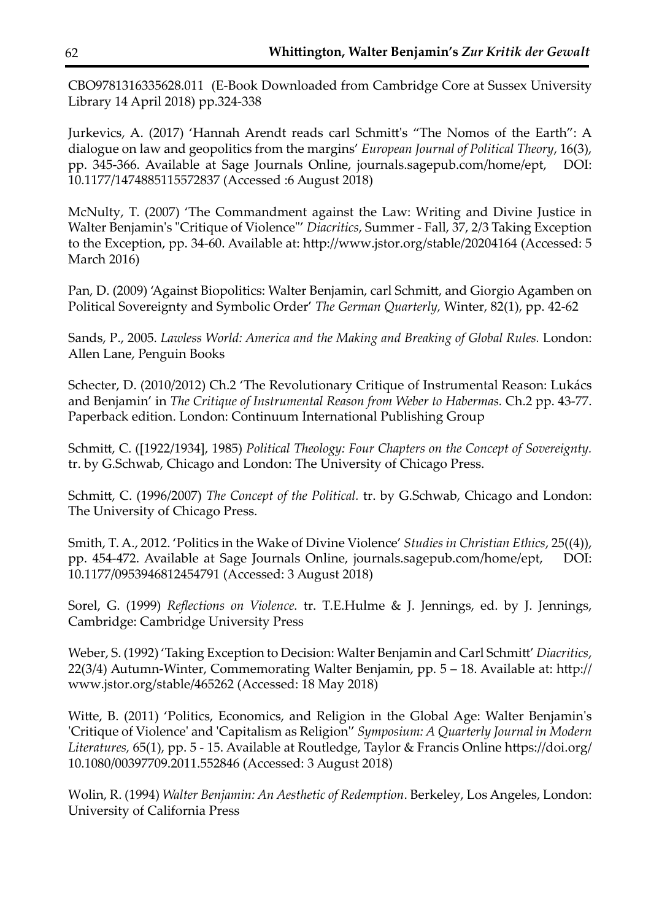CBO9781316335628.011 (E-Book Downloaded from Cambridge Core at Sussex University Library 14 April 2018) pp.324-338

Jurkevics, A. (2017) 'Hannah Arendt reads carl Schmitt's "The Nomos of the Earth": A dialogue on law and geopolitics from the margins' *European Journal of Political Theory*, 16(3), pp. 345-366. Available at Sage Journals Online, journals.sagepub.com/home/ept, DOI: 10.1177/1474885115572837 (Accessed :6 August 2018)

McNulty, T. (2007) 'The Commandment against the Law: Writing and Divine Justice in Walter Benjamin's "Critique of Violence"' *Diacritics*, Summer - Fall, 37, 2/3 Taking Exception to the Exception, pp. 34-60. Available at: http://www.jstor.org/stable/20204164 (Accessed: 5 March 2016)

Pan, D. (2009) 'Against Biopolitics: Walter Benjamin, carl Schmitt, and Giorgio Agamben on Political Sovereignty and Symbolic Order' *The German Quarterly,* Winter, 82(1), pp. 42-62

Sands, P., 2005. *Lawless World: America and the Making and Breaking of Global Rules.* London: Allen Lane, Penguin Books

Schecter, D. (2010/2012) Ch.2 'The Revolutionary Critique of Instrumental Reason: Lukács and Benjamin' in *The Critique of Instrumental Reason from Weber to Habermas.* Ch.2 pp. 43-77. Paperback edition. London: Continuum International Publishing Group

Schmitt, C. ([1922/1934], 1985) *Political Theology: Four Chapters on the Concept of Sovereignty.* tr. by G.Schwab, Chicago and London: The University of Chicago Press.

Schmitt, C. (1996/2007) *The Concept of the Political.* tr. by G.Schwab, Chicago and London: The University of Chicago Press.

Smith, T. A., 2012. 'Politics in the Wake of Divine Violence' *Studies in Christian Ethics*, 25((4)), pp. 454-472. Available at Sage Journals Online, journals.sagepub.com/home/ept, DOI: 10.1177/0953946812454791 (Accessed: 3 August 2018)

Sorel, G. (1999) *Reflections on Violence.* tr. T.E.Hulme & J. Jennings, ed. by J. Jennings, Cambridge: Cambridge University Press

Weber, S. (1992) 'Taking Exception to Decision: Walter Benjamin and Carl Schmitt' *Diacritics*, 22(3/4) Autumn-Winter, Commemorating Walter Benjamin, pp. 5 – 18. Available at: http://www.jstor.org/stable/465262 (Accessed: 18 May 2018)

Witte, B. (2011) 'Politics, Economics, and Religion in the Global Age: Walter Benjamin's 'Critique of Violence' and 'Capitalism as Religion'' *Symposium: A Quarterly Journal in Modern Literatures,* 65(1), pp. 5 - 15. Available at Routledge, Taylor & Francis Online https://doi.org/10.1080/00397709.2011.552846 (Accessed: 3 August 2018)

Wolin, R. (1994) *Walter Benjamin: An Aesthetic of Redemption*. Berkeley, Los Angeles, London: University of California Press